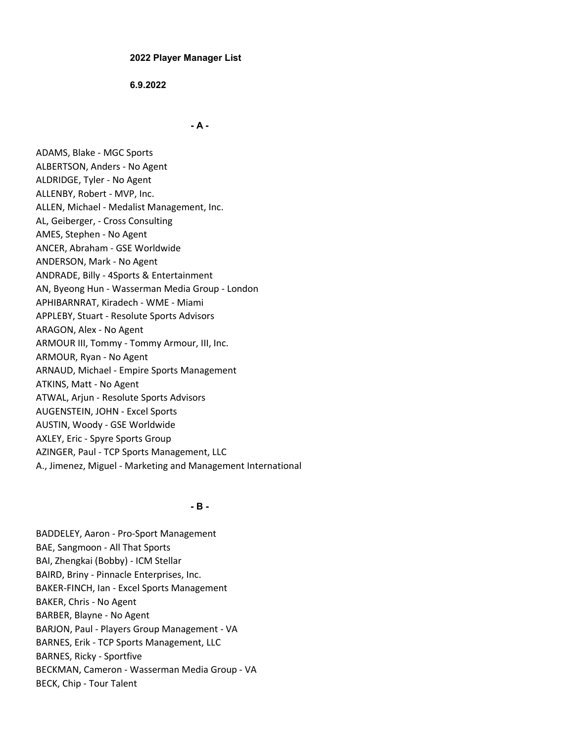**2022 Player Manager List**

**6.9.2022**

**- A -**

ADAMS, Blake - MGC Sports
ALBERTSON, Anders - No Agent
ALDRIDGE, Tyler - No Agent
ALLENBY, Robert - MVP, Inc.
ALLEN, Michael - Medalist Management, Inc.
AL, Geiberger, - Cross Consulting
AMES, Stephen - No Agent
ANCER, Abraham - GSE Worldwide
ANDERSON, Mark - No Agent
ANDRADE, Billy - 4Sports & Entertainment
AN, Byeong Hun - Wasserman Media Group - London
APHIBARNRAT, Kiradech - WME - Miami
APPLEBY, Stuart - Resolute Sports Advisors
ARAGON, Alex - No Agent
ARMOUR III, Tommy - Tommy Armour, III, Inc.
ARMOUR, Ryan - No Agent
ARNAUD, Michael - Empire Sports Management
ATKINS, Matt - No Agent
ATWAL, Arjun - Resolute Sports Advisors
AUGENSTEIN, JOHN - Excel Sports
AUSTIN, Woody - GSE Worldwide
AXLEY, Eric - Spyre Sports Group
AZINGER, Paul - TCP Sports Management, LLC
A., Jimenez, Miguel - Marketing and Management International

**- B -**

BADDELEY, Aaron - Pro-Sport Management
BAE, Sangmoon - All That Sports
BAI, Zhengkai (Bobby) - ICM Stellar
BAIRD, Briny - Pinnacle Enterprises, Inc.
BAKER-FINCH, Ian - Excel Sports Management
BAKER, Chris - No Agent
BARBER, Blayne - No Agent
BARJON, Paul - Players Group Management - VA
BARNES, Erik - TCP Sports Management, LLC
BARNES, Ricky - Sportfive
BECKMAN, Cameron - Wasserman Media Group - VA
BECK, Chip - Tour Talent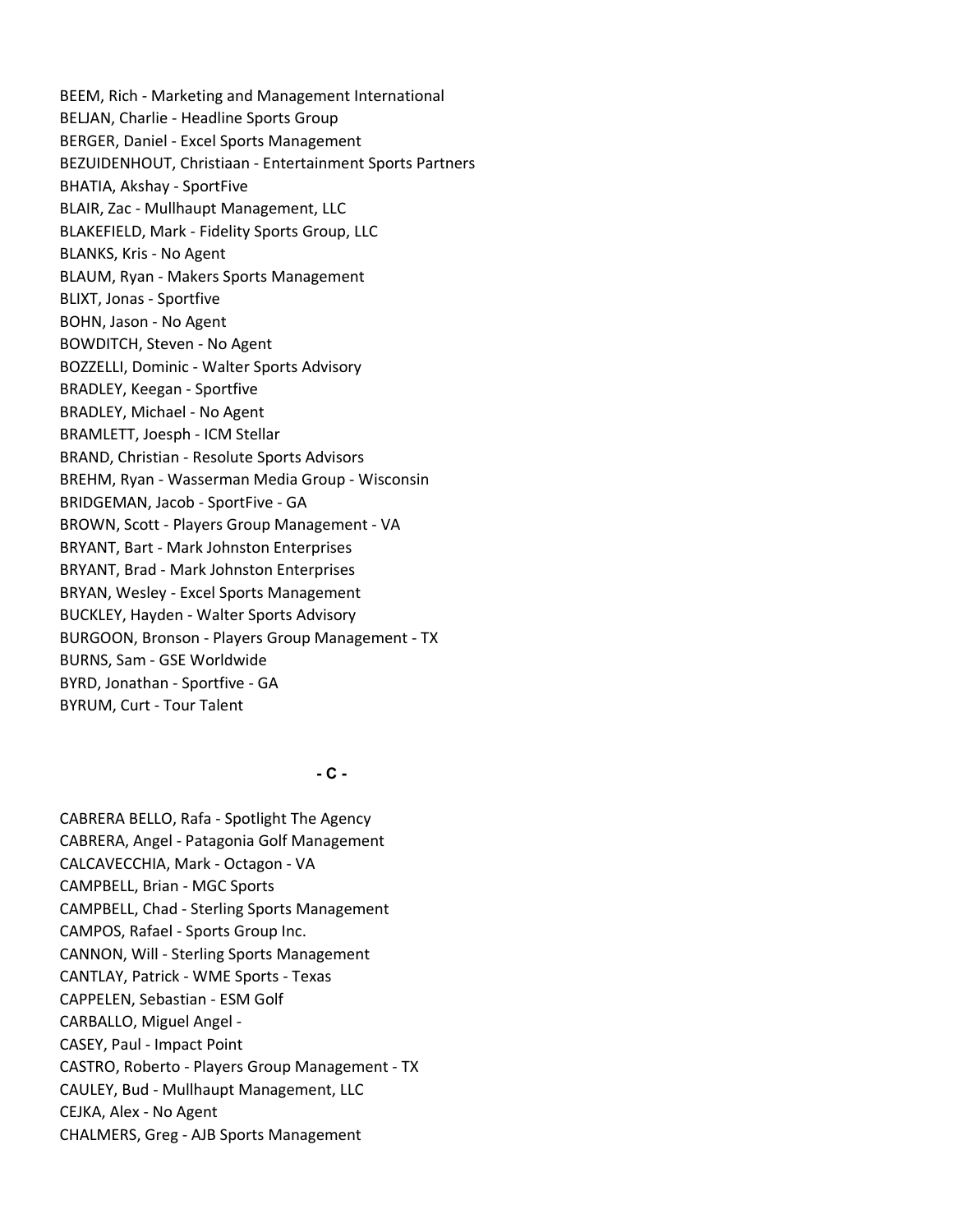BEEM, Rich - Marketing and Management International
BELJAN, Charlie - Headline Sports Group
BERGER, Daniel - Excel Sports Management
BEZUIDENHOUT, Christiaan - Entertainment Sports Partners
BHATIA, Akshay - SportFive
BLAIR, Zac - Mullhaupt Management, LLC
BLAKEFIELD, Mark - Fidelity Sports Group, LLC
BLANKS, Kris - No Agent
BLAUM, Ryan - Makers Sports Management
BLIXT, Jonas - Sportfive
BOHN, Jason - No Agent
BOWDITCH, Steven - No Agent
BOZZELLI, Dominic - Walter Sports Advisory
BRADLEY, Keegan - Sportfive
BRADLEY, Michael - No Agent
BRAMLETT, Joesph - ICM Stellar
BRAND, Christian - Resolute Sports Advisors
BREHM, Ryan - Wasserman Media Group - Wisconsin
BRIDGEMAN, Jacob - SportFive - GA
BROWN, Scott - Players Group Management - VA
BRYANT, Bart - Mark Johnston Enterprises
BRYANT, Brad - Mark Johnston Enterprises
BRYAN, Wesley - Excel Sports Management
BUCKLEY, Hayden - Walter Sports Advisory
BURGOON, Bronson - Players Group Management - TX
BURNS, Sam - GSE Worldwide
BYRD, Jonathan - Sportfive - GA
BYRUM, Curt - Tour Talent

## - C -

CABRERA BELLO, Rafa - Spotlight The Agency
CABRERA, Angel - Patagonia Golf Management
CALCAVECCHIA, Mark - Octagon - VA
CAMPBELL, Brian - MGC Sports
CAMPBELL, Chad - Sterling Sports Management
CAMPOS, Rafael - Sports Group Inc.
CANNON, Will - Sterling Sports Management
CANTLAY, Patrick - WME Sports - Texas
CAPPELEN, Sebastian - ESM Golf
CARBALLO, Miguel Angel -
CASEY, Paul - Impact Point
CASTRO, Roberto - Players Group Management - TX
CAULEY, Bud - Mullhaupt Management, LLC
CEJKA, Alex - No Agent
CHALMERS, Greg - AJB Sports Management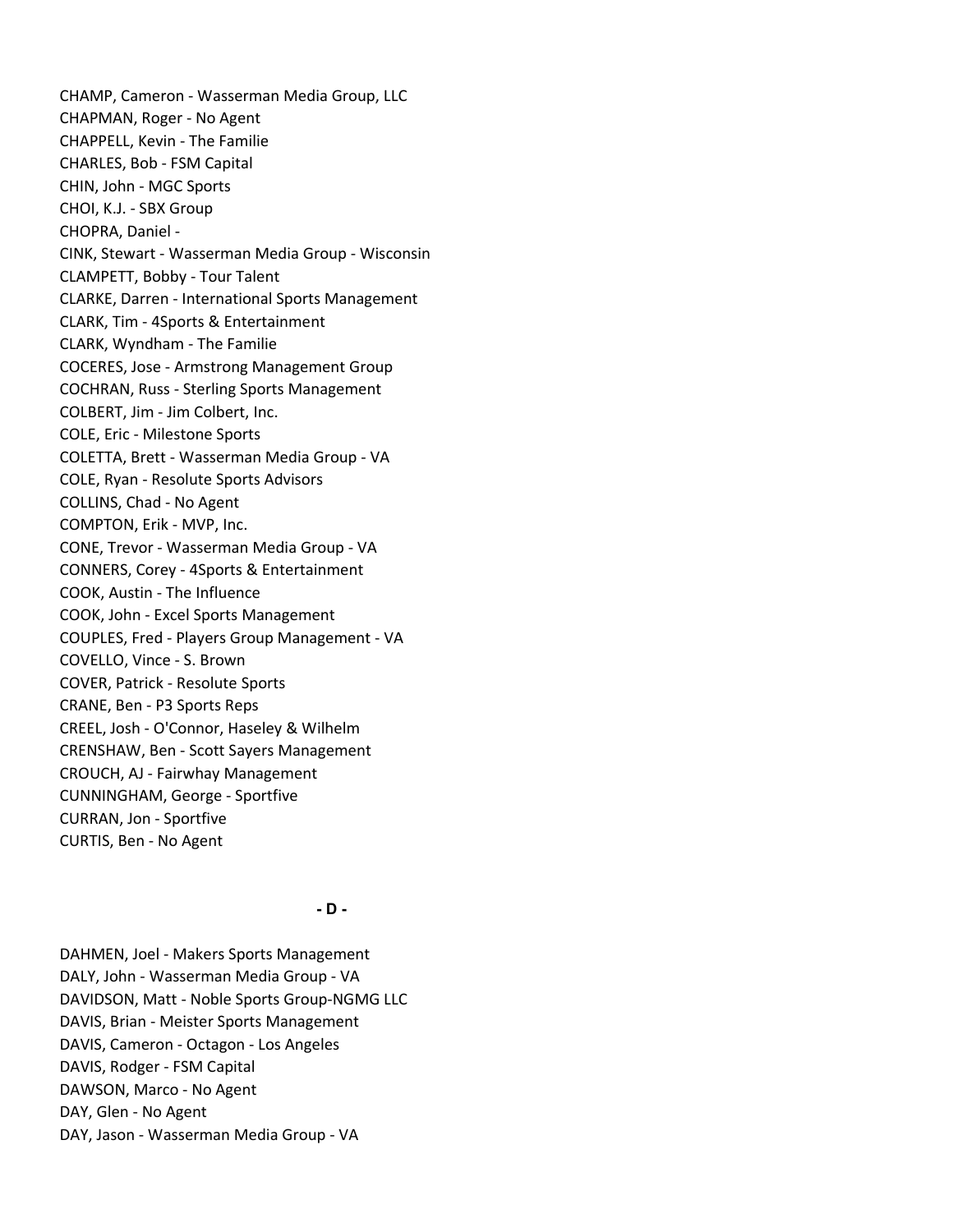CHAMP, Cameron - Wasserman Media Group, LLC
CHAPMAN, Roger - No Agent
CHAPPELL, Kevin - The Familie
CHARLES, Bob - FSM Capital
CHIN, John - MGC Sports
CHOI, K.J. - SBX Group
CHOPRA, Daniel -
CINK, Stewart - Wasserman Media Group - Wisconsin
CLAMPETT, Bobby - Tour Talent
CLARKE, Darren - International Sports Management
CLARK, Tim - 4Sports & Entertainment
CLARK, Wyndham - The Familie
COCERES, Jose - Armstrong Management Group
COCHRAN, Russ - Sterling Sports Management
COLBERT, Jim - Jim Colbert, Inc.
COLE, Eric - Milestone Sports
COLETTA, Brett - Wasserman Media Group - VA
COLE, Ryan - Resolute Sports Advisors
COLLINS, Chad - No Agent
COMPTON, Erik - MVP, Inc.
CONE, Trevor - Wasserman Media Group - VA
CONNERS, Corey - 4Sports & Entertainment
COOK, Austin - The Influence
COOK, John - Excel Sports Management
COUPLES, Fred - Players Group Management - VA
COVELLO, Vince - S. Brown
COVER, Patrick - Resolute Sports
CRANE, Ben - P3 Sports Reps
CREEL, Josh - O'Connor, Haseley & Wilhelm
CRENSHAW, Ben - Scott Sayers Management
CROUCH, AJ - Fairwhay Management
CUNNINGHAM, George - Sportfive
CURRAN, Jon - Sportfive
CURTIS, Ben - No Agent

**- D -**

DAHMEN, Joel - Makers Sports Management
DALY, John - Wasserman Media Group - VA
DAVIDSON, Matt - Noble Sports Group-NGMG LLC
DAVIS, Brian - Meister Sports Management
DAVIS, Cameron - Octagon - Los Angeles
DAVIS, Rodger - FSM Capital
DAWSON, Marco - No Agent
DAY, Glen - No Agent
DAY, Jason - Wasserman Media Group - VA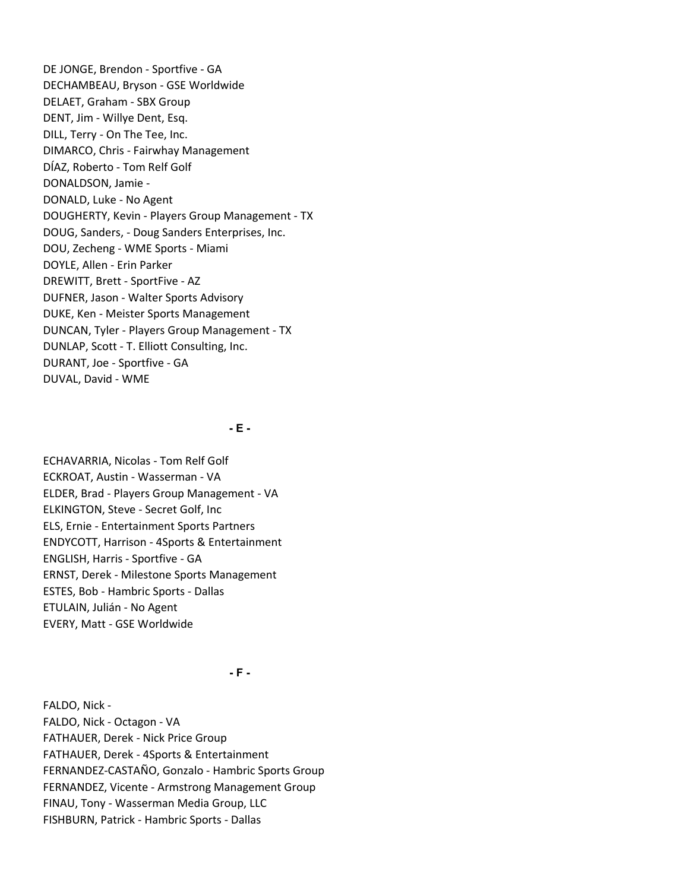DE JONGE, Brendon - Sportfive - GA
DECHAMBEAU, Bryson - GSE Worldwide
DELAET, Graham - SBX Group
DENT, Jim - Willye Dent, Esq.
DILL, Terry - On The Tee, Inc.
DIMARCO, Chris - Fairwhay Management
DÍAZ, Roberto - Tom Relf Golf
DONALDSON, Jamie -
DONALD, Luke - No Agent
DOUGHERTY, Kevin - Players Group Management - TX
DOUG, Sanders, - Doug Sanders Enterprises, Inc.
DOU, Zecheng - WME Sports - Miami
DOYLE, Allen - Erin Parker
DREWITT, Brett - SportFive - AZ
DUFNER, Jason - Walter Sports Advisory
DUKE, Ken - Meister Sports Management
DUNCAN, Tyler - Players Group Management - TX
DUNLAP, Scott - T. Elliott Consulting, Inc.
DURANT, Joe - Sportfive - GA
DUVAL, David - WME

**- E -**

ECHAVARRIA, Nicolas - Tom Relf Golf
ECKROAT, Austin - Wasserman - VA
ELDER, Brad - Players Group Management - VA
ELKINGTON, Steve - Secret Golf, Inc
ELS, Ernie - Entertainment Sports Partners
ENDYCOTT, Harrison - 4Sports & Entertainment
ENGLISH, Harris - Sportfive - GA
ERNST, Derek - Milestone Sports Management
ESTES, Bob - Hambric Sports - Dallas
ETULAIN, Julián - No Agent
EVERY, Matt - GSE Worldwide

**- F -**

FALDO, Nick -
FALDO, Nick - Octagon - VA
FATHAUER, Derek - Nick Price Group
FATHAUER, Derek - 4Sports & Entertainment
FERNANDEZ-CASTAÑO, Gonzalo - Hambric Sports Group
FERNANDEZ, Vicente - Armstrong Management Group
FINAU, Tony - Wasserman Media Group, LLC
FISHBURN, Patrick - Hambric Sports - Dallas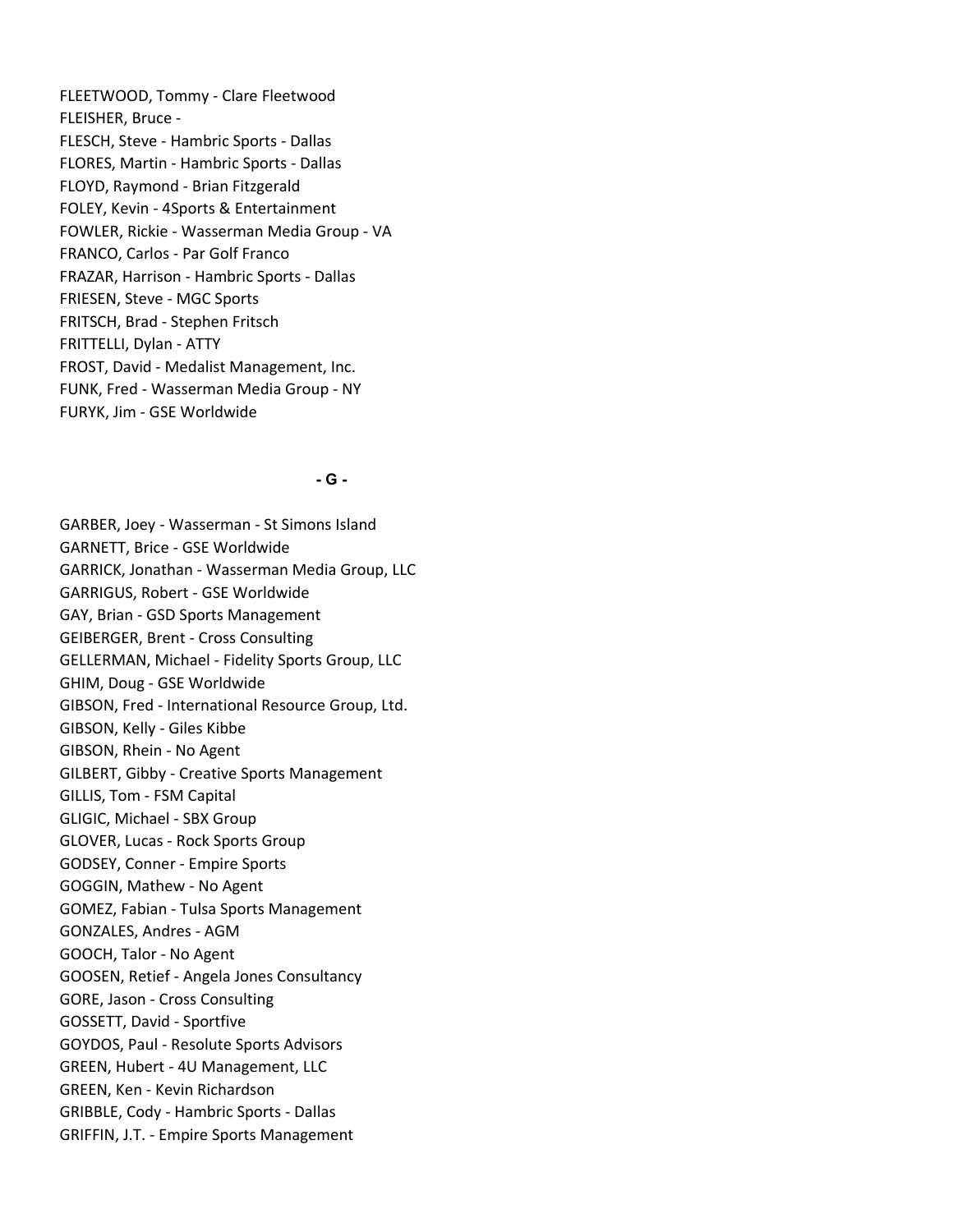FLEETWOOD, Tommy - Clare Fleetwood
FLEISHER, Bruce -
FLESCH, Steve - Hambric Sports - Dallas
FLORES, Martin - Hambric Sports - Dallas
FLOYD, Raymond - Brian Fitzgerald
FOLEY, Kevin - 4Sports & Entertainment
FOWLER, Rickie - Wasserman Media Group - VA
FRANCO, Carlos - Par Golf Franco
FRAZAR, Harrison - Hambric Sports - Dallas
FRIESEN, Steve - MGC Sports
FRITSCH, Brad - Stephen Fritsch
FRITTELLI, Dylan - ATTY
FROST, David - Medalist Management, Inc.
FUNK, Fred - Wasserman Media Group - NY
FURYK, Jim - GSE Worldwide

**- G -**

GARBER, Joey - Wasserman - St Simons Island
GARNETT, Brice - GSE Worldwide
GARRICK, Jonathan - Wasserman Media Group, LLC
GARRIGUS, Robert - GSE Worldwide
GAY, Brian - GSD Sports Management
GEIBERGER, Brent - Cross Consulting
GELLERMAN, Michael - Fidelity Sports Group, LLC
GHIM, Doug - GSE Worldwide
GIBSON, Fred - International Resource Group, Ltd.
GIBSON, Kelly - Giles Kibbe
GIBSON, Rhein - No Agent
GILBERT, Gibby - Creative Sports Management
GILLIS, Tom - FSM Capital
GLIGIC, Michael - SBX Group
GLOVER, Lucas - Rock Sports Group
GODSEY, Conner - Empire Sports
GOGGIN, Mathew - No Agent
GOMEZ, Fabian - Tulsa Sports Management
GONZALES, Andres - AGM
GOOCH, Talor - No Agent
GOOSEN, Retief - Angela Jones Consultancy
GORE, Jason - Cross Consulting
GOSSETT, David - Sportfive
GOYDOS, Paul - Resolute Sports Advisors
GREEN, Hubert - 4U Management, LLC
GREEN, Ken - Kevin Richardson
GRIBBLE, Cody - Hambric Sports - Dallas
GRIFFIN, J.T. - Empire Sports Management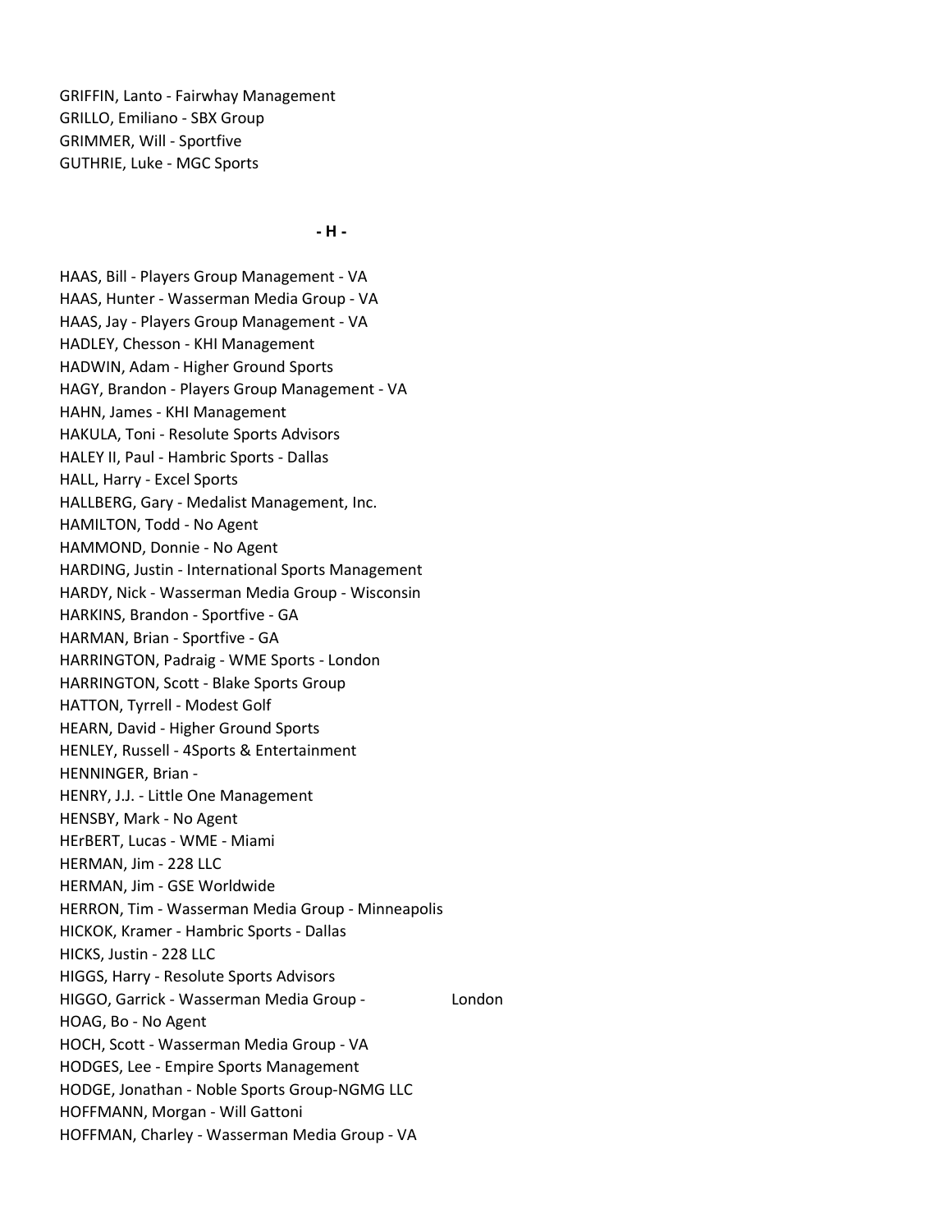GRIFFIN, Lanto - Fairwhay Management
GRILLO, Emiliano - SBX Group
GRIMMER, Will - Sportfive
GUTHRIE, Luke - MGC Sports

**- H -**

HAAS, Bill - Players Group Management - VA
HAAS, Hunter - Wasserman Media Group - VA
HAAS, Jay - Players Group Management - VA
HADLEY, Chesson - KHI Management
HADWIN, Adam - Higher Ground Sports
HAGY, Brandon - Players Group Management - VA
HAHN, James - KHI Management
HAKULA, Toni - Resolute Sports Advisors
HALEY II, Paul - Hambric Sports - Dallas
HALL, Harry - Excel Sports
HALLBERG, Gary - Medalist Management, Inc.
HAMILTON, Todd - No Agent
HAMMOND, Donnie - No Agent
HARDING, Justin - International Sports Management
HARDY, Nick - Wasserman Media Group - Wisconsin
HARKINS, Brandon - Sportfive - GA
HARMAN, Brian - Sportfive - GA
HARRINGTON, Padraig - WME Sports - London
HARRINGTON, Scott - Blake Sports Group
HATTON, Tyrrell - Modest Golf
HEARN, David - Higher Ground Sports
HENLEY, Russell - 4Sports & Entertainment
HENNINGER, Brian -
HENRY, J.J. - Little One Management
HENSBY, Mark - No Agent
HErBERT, Lucas - WME - Miami
HERMAN, Jim - 228 LLC
HERMAN, Jim - GSE Worldwide
HERRON, Tim - Wasserman Media Group - Minneapolis
HICKOK, Kramer - Hambric Sports - Dallas
HICKS, Justin - 228 LLC
HIGGS, Harry - Resolute Sports Advisors
HIGGO, Garrick - Wasserman Media Group - London
HOAG, Bo - No Agent
HOCH, Scott - Wasserman Media Group - VA
HODGES, Lee - Empire Sports Management
HODGE, Jonathan - Noble Sports Group-NGMG LLC
HOFFMANN, Morgan - Will Gattoni
HOFFMAN, Charley - Wasserman Media Group - VA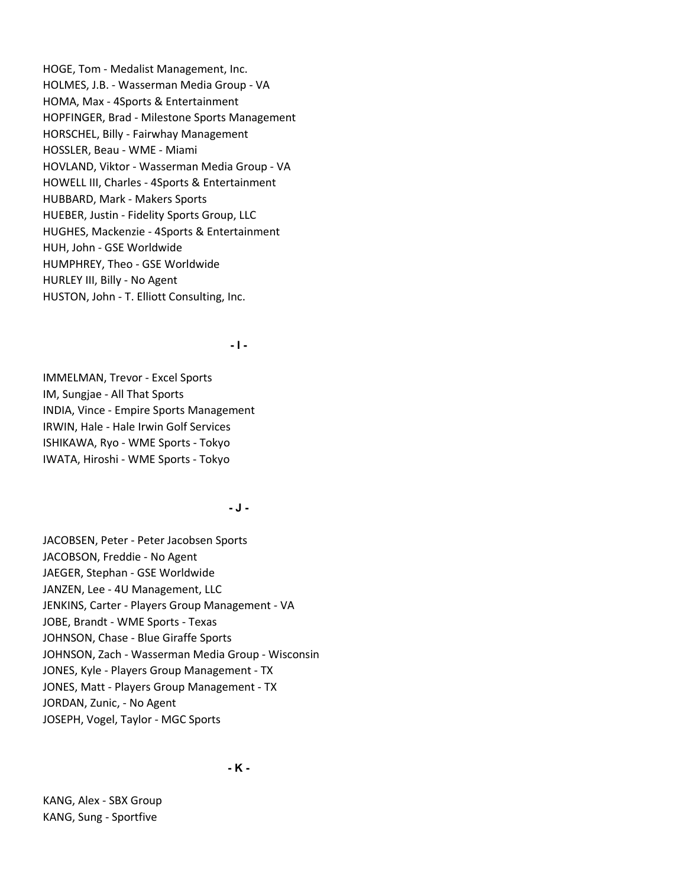HOGE, Tom - Medalist Management, Inc.
HOLMES, J.B. - Wasserman Media Group - VA
HOMA, Max - 4Sports & Entertainment
HOPFINGER, Brad - Milestone Sports Management
HORSCHEL, Billy - Fairwhay Management
HOSSLER, Beau - WME - Miami
HOVLAND, Viktor - Wasserman Media Group - VA
HOWELL III, Charles - 4Sports & Entertainment
HUBBARD, Mark - Makers Sports
HUEBER, Justin - Fidelity Sports Group, LLC
HUGHES, Mackenzie - 4Sports & Entertainment
HUH, John - GSE Worldwide
HUMPHREY, Theo - GSE Worldwide
HURLEY III, Billy - No Agent
HUSTON, John - T. Elliott Consulting, Inc.

**- I -**

IMMELMAN, Trevor - Excel Sports
IM, Sungjae - All That Sports
INDIA, Vince - Empire Sports Management
IRWIN, Hale - Hale Irwin Golf Services
ISHIKAWA, Ryo - WME Sports - Tokyo
IWATA, Hiroshi - WME Sports - Tokyo

**- J -**

JACOBSEN, Peter - Peter Jacobsen Sports
JACOBSON, Freddie - No Agent
JAEGER, Stephan - GSE Worldwide
JANZEN, Lee - 4U Management, LLC
JENKINS, Carter - Players Group Management - VA
JOBE, Brandt - WME Sports - Texas
JOHNSON, Chase - Blue Giraffe Sports
JOHNSON, Zach - Wasserman Media Group - Wisconsin
JONES, Kyle - Players Group Management - TX
JONES, Matt - Players Group Management - TX
JORDAN, Zunic, - No Agent
JOSEPH, Vogel, Taylor - MGC Sports

**- K -**

KANG, Alex - SBX Group
KANG, Sung - Sportfive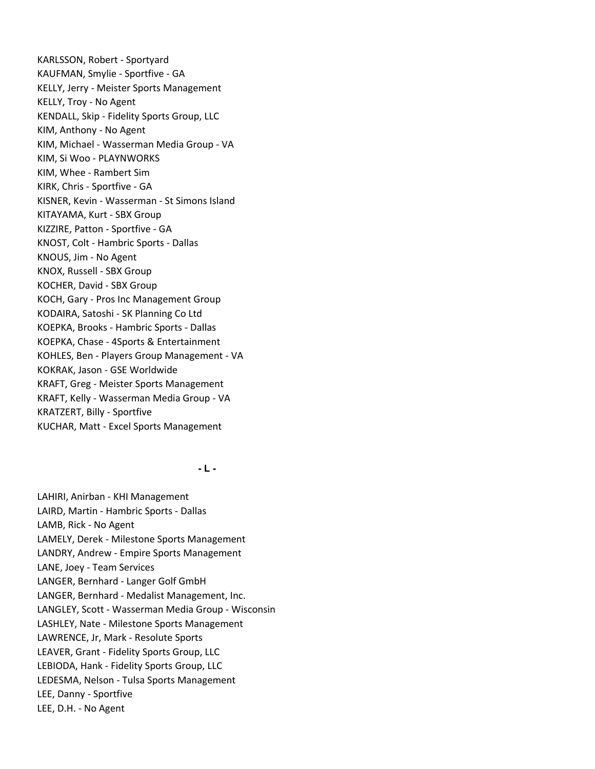KARLSSON, Robert - Sportyard
KAUFMAN, Smylie - Sportfive - GA
KELLY, Jerry - Meister Sports Management
KELLY, Troy - No Agent
KENDALL, Skip - Fidelity Sports Group, LLC
KIM, Anthony - No Agent
KIM, Michael - Wasserman Media Group - VA
KIM, Si Woo - PLAYNWORKS
KIM, Whee - Rambert Sim
KIRK, Chris - Sportfive - GA
KISNER, Kevin - Wasserman - St Simons Island
KITAYAMA, Kurt - SBX Group
KIZZIRE, Patton - Sportfive - GA
KNOST, Colt - Hambric Sports - Dallas
KNOUS, Jim - No Agent
KNOX, Russell - SBX Group
KOCHER, David - SBX Group
KOCH, Gary - Pros Inc Management Group
KODAIRA, Satoshi - SK Planning Co Ltd
KOEPKA, Brooks - Hambric Sports - Dallas
KOEPKA, Chase - 4Sports & Entertainment
KOHLES, Ben - Players Group Management - VA
KOKRAK, Jason - GSE Worldwide
KRAFT, Greg - Meister Sports Management
KRAFT, Kelly - Wasserman Media Group - VA
KRATZERT, Billy - Sportfive
KUCHAR, Matt - Excel Sports Management

**- L -**

LAHIRI, Anirban - KHI Management
LAIRD, Martin - Hambric Sports - Dallas
LAMB, Rick - No Agent
LAMELY, Derek - Milestone Sports Management
LANDRY, Andrew - Empire Sports Management
LANE, Joey - Team Services
LANGER, Bernhard - Langer Golf GmbH
LANGER, Bernhard - Medalist Management, Inc.
LANGLEY, Scott - Wasserman Media Group - Wisconsin
LASHLEY, Nate - Milestone Sports Management
LAWRENCE, Jr, Mark - Resolute Sports
LEAVER, Grant - Fidelity Sports Group, LLC
LEBIODA, Hank - Fidelity Sports Group, LLC
LEDESMA, Nelson - Tulsa Sports Management
LEE, Danny - Sportfive
LEE, D.H. - No Agent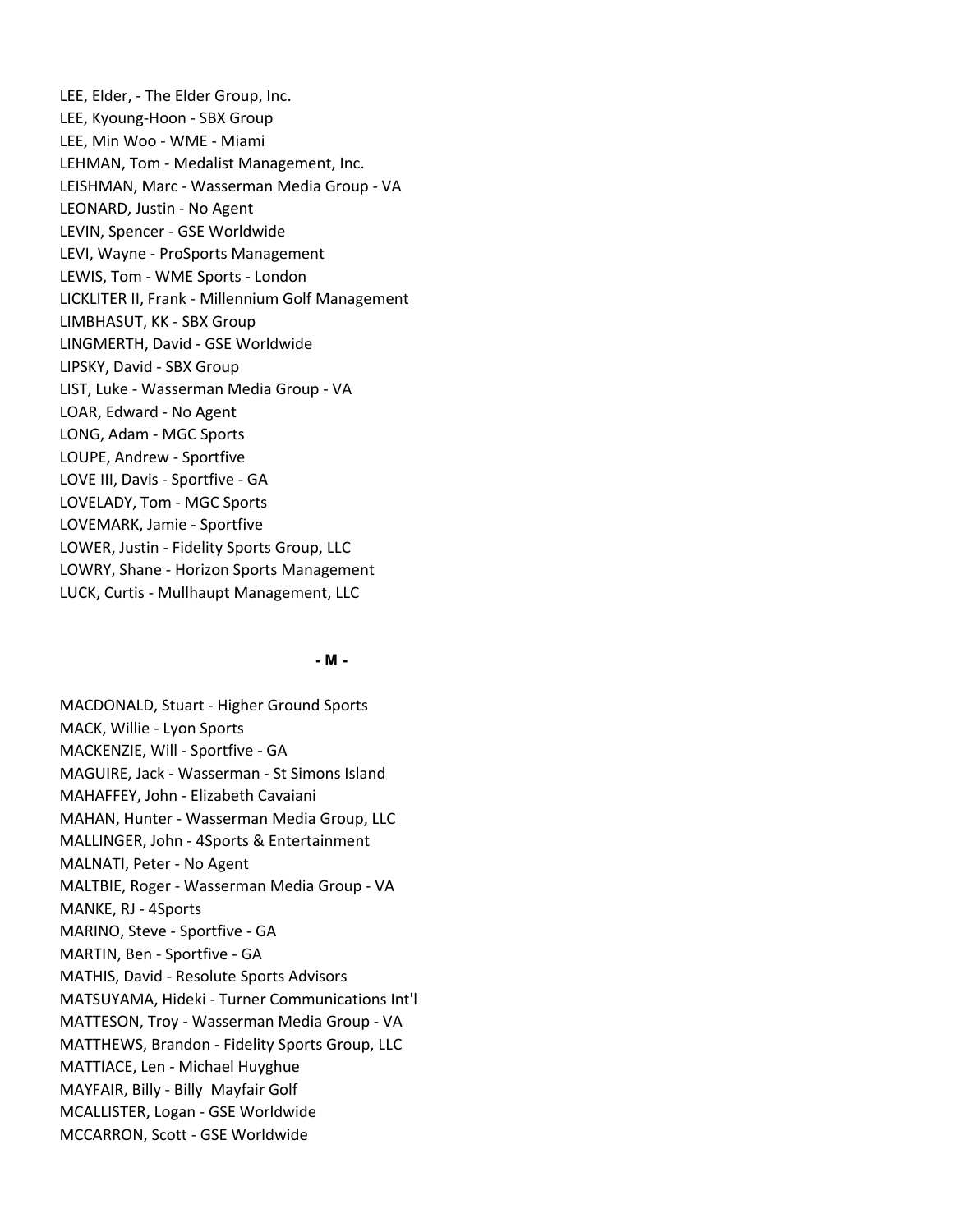LEE, Elder, - The Elder Group, Inc.
LEE, Kyoung-Hoon - SBX Group
LEE, Min Woo - WME - Miami
LEHMAN, Tom - Medalist Management, Inc.
LEISHMAN, Marc - Wasserman Media Group - VA
LEONARD, Justin - No Agent
LEVIN, Spencer - GSE Worldwide
LEVI, Wayne - ProSports Management
LEWIS, Tom - WME Sports - London
LICKLITER II, Frank - Millennium Golf Management
LIMBHASUT, KK - SBX Group
LINGMERTH, David - GSE Worldwide
LIPSKY, David - SBX Group
LIST, Luke - Wasserman Media Group - VA
LOAR, Edward - No Agent
LONG, Adam - MGC Sports
LOUPE, Andrew - Sportfive
LOVE III, Davis - Sportfive - GA
LOVELADY, Tom - MGC Sports
LOVEMARK, Jamie - Sportfive
LOWER, Justin - Fidelity Sports Group, LLC
LOWRY, Shane - Horizon Sports Management
LUCK, Curtis - Mullhaupt Management, LLC

**- M -**

MACDONALD, Stuart - Higher Ground Sports
MACK, Willie - Lyon Sports
MACKENZIE, Will - Sportfive - GA
MAGUIRE, Jack - Wasserman - St Simons Island
MAHAFFEY, John - Elizabeth Cavaiani
MAHAN, Hunter - Wasserman Media Group, LLC
MALLINGER, John - 4Sports & Entertainment
MALNATI, Peter - No Agent
MALTBIE, Roger - Wasserman Media Group - VA
MANKE, RJ - 4Sports
MARINO, Steve - Sportfive - GA
MARTIN, Ben - Sportfive - GA
MATHIS, David - Resolute Sports Advisors
MATSUYAMA, Hideki - Turner Communications Int'l
MATTESON, Troy - Wasserman Media Group - VA
MATTHEWS, Brandon - Fidelity Sports Group, LLC
MATTIACE, Len - Michael Huyghue
MAYFAIR, Billy - Billy  Mayfair Golf
MCALLISTER, Logan - GSE Worldwide
MCCARRON, Scott - GSE Worldwide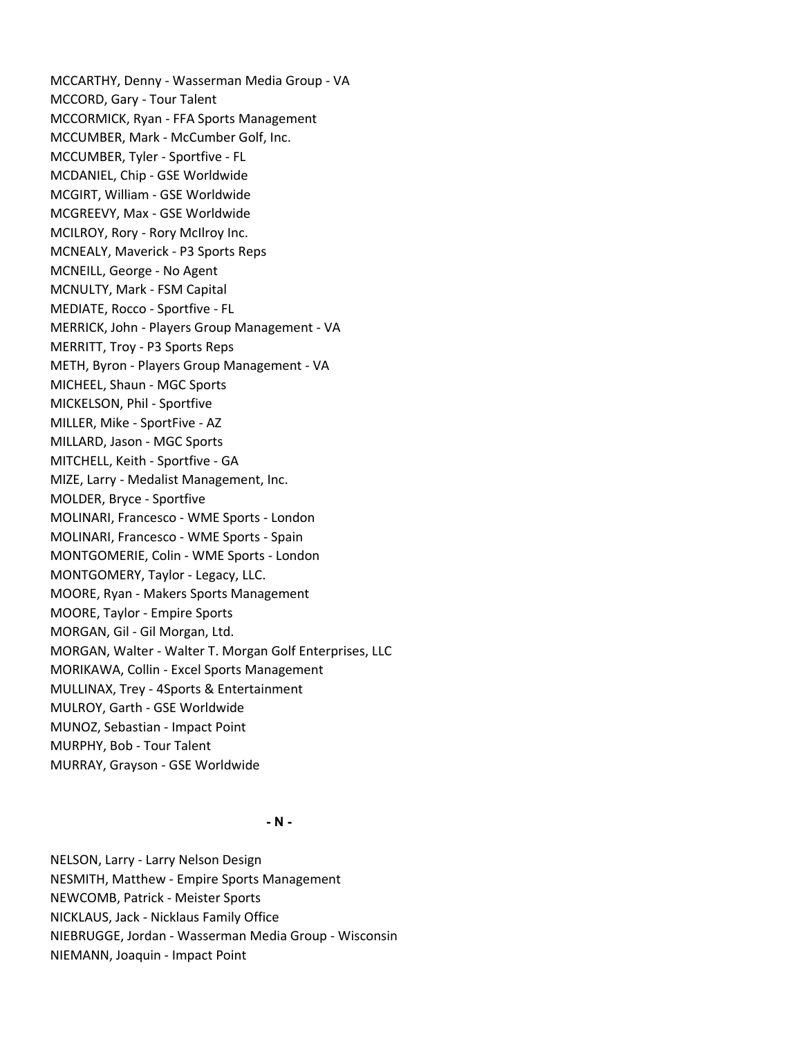MCCARTHY, Denny - Wasserman Media Group - VA
MCCORD, Gary - Tour Talent
MCCORMICK, Ryan - FFA Sports Management
MCCUMBER, Mark - McCumber Golf, Inc.
MCCUMBER, Tyler - Sportfive - FL
MCDANIEL, Chip - GSE Worldwide
MCGIRT, William - GSE Worldwide
MCGREEVY, Max - GSE Worldwide
MCILROY, Rory - Rory McIlroy Inc.
MCNEALY, Maverick - P3 Sports Reps
MCNEILL, George - No Agent
MCNULTY, Mark - FSM Capital
MEDIATE, Rocco - Sportfive - FL
MERRICK, John - Players Group Management - VA
MERRITT, Troy - P3 Sports Reps
METH, Byron - Players Group Management - VA
MICHEEL, Shaun - MGC Sports
MICKELSON, Phil - Sportfive
MILLER, Mike - SportFive - AZ
MILLARD, Jason - MGC Sports
MITCHELL, Keith - Sportfive - GA
MIZE, Larry - Medalist Management, Inc.
MOLDER, Bryce - Sportfive
MOLINARI, Francesco - WME Sports - London
MOLINARI, Francesco - WME Sports - Spain
MONTGOMERIE, Colin - WME Sports - London
MONTGOMERY, Taylor - Legacy, LLC.
MOORE, Ryan - Makers Sports Management
MOORE, Taylor - Empire Sports
MORGAN, Gil - Gil Morgan, Ltd.
MORGAN, Walter - Walter T. Morgan Golf Enterprises, LLC
MORIKAWA, Collin - Excel Sports Management
MULLINAX, Trey - 4Sports & Entertainment
MULROY, Garth - GSE Worldwide
MUNOZ, Sebastian - Impact Point
MURPHY, Bob - Tour Talent
MURRAY, Grayson - GSE Worldwide

**- N -**

NELSON, Larry - Larry Nelson Design
NESMITH, Matthew - Empire Sports Management
NEWCOMB, Patrick - Meister Sports
NICKLAUS, Jack - Nicklaus Family Office
NIEBRUGGE, Jordan - Wasserman Media Group - Wisconsin
NIEMANN, Joaquin - Impact Point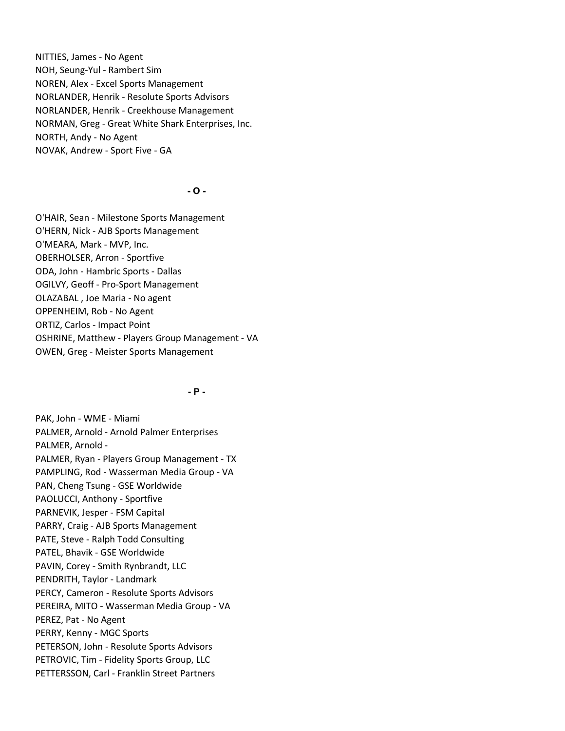NITTIES, James - No Agent
NOH, Seung-Yul - Rambert Sim
NOREN, Alex - Excel Sports Management
NORLANDER, Henrik - Resolute Sports Advisors
NORLANDER, Henrik - Creekhouse Management
NORMAN, Greg - Great White Shark Enterprises, Inc.
NORTH, Andy - No Agent
NOVAK, Andrew - Sport Five - GA

**- O -**

O'HAIR, Sean - Milestone Sports Management
O'HERN, Nick - AJB Sports Management
O'MEARA, Mark - MVP, Inc.
OBERHOLSER, Arron - Sportfive
ODA, John - Hambric Sports - Dallas
OGILVY, Geoff - Pro-Sport Management
OLAZABAL , Joe Maria - No agent
OPPENHEIM, Rob - No Agent
ORTIZ, Carlos - Impact Point
OSHRINE, Matthew - Players Group Management - VA
OWEN, Greg - Meister Sports Management

**- P -**

PAK, John - WME - Miami
PALMER, Arnold - Arnold Palmer Enterprises
PALMER, Arnold -
PALMER, Ryan - Players Group Management - TX
PAMPLING, Rod - Wasserman Media Group - VA
PAN, Cheng Tsung - GSE Worldwide
PAOLUCCI, Anthony - Sportfive
PARNEVIK, Jesper - FSM Capital
PARRY, Craig - AJB Sports Management
PATE, Steve - Ralph Todd Consulting
PATEL, Bhavik - GSE Worldwide
PAVIN, Corey - Smith Rynbrandt, LLC
PENDRITH, Taylor - Landmark
PERCY, Cameron - Resolute Sports Advisors
PEREIRA, MITO - Wasserman Media Group - VA
PEREZ, Pat - No Agent
PERRY, Kenny - MGC Sports
PETERSON, John - Resolute Sports Advisors
PETROVIC, Tim - Fidelity Sports Group, LLC
PETTERSSON, Carl - Franklin Street Partners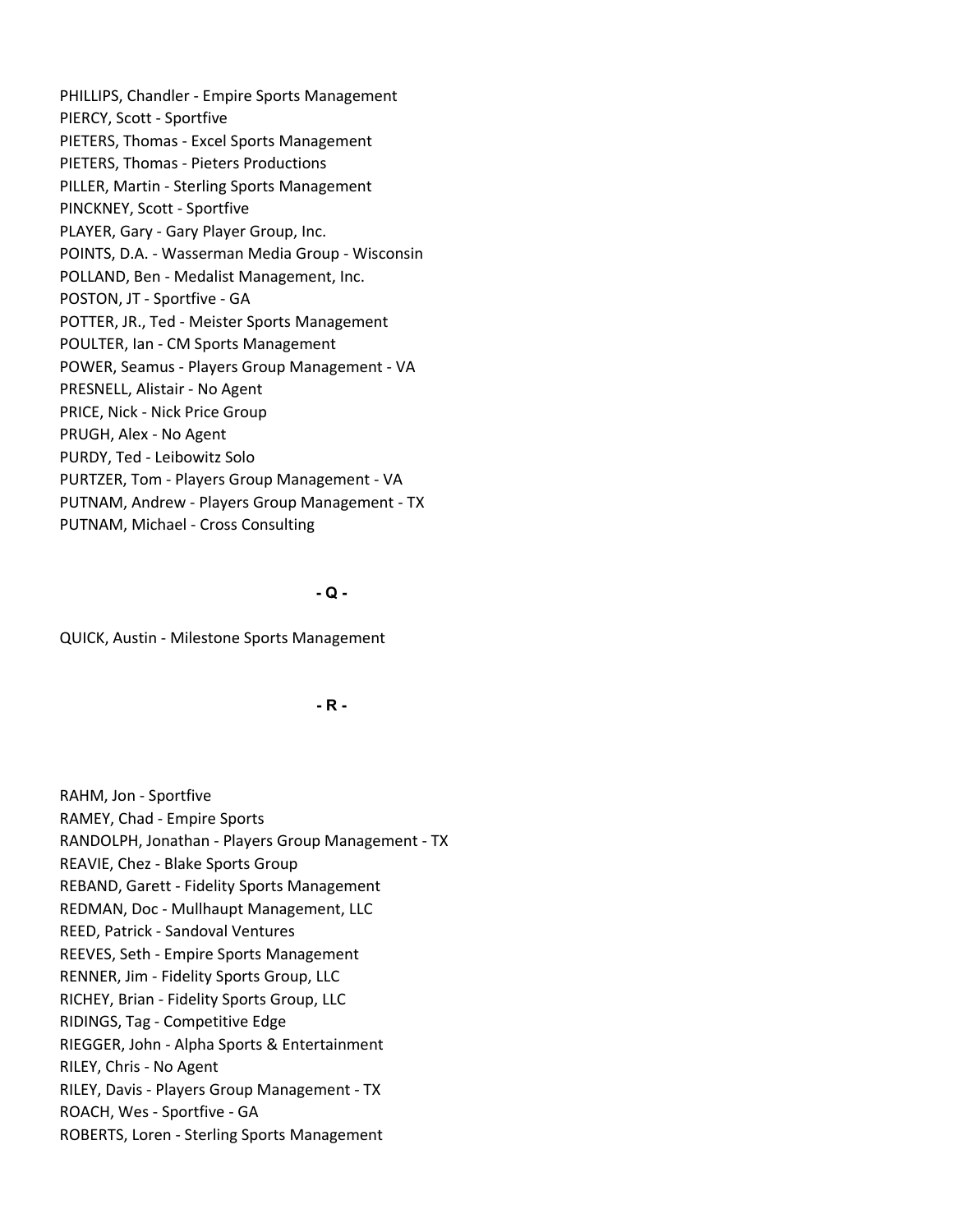PHILLIPS, Chandler - Empire Sports Management
PIERCY, Scott - Sportfive
PIETERS, Thomas - Excel Sports Management
PIETERS, Thomas - Pieters Productions
PILLER, Martin - Sterling Sports Management
PINCKNEY, Scott - Sportfive
PLAYER, Gary - Gary Player Group, Inc.
POINTS, D.A. - Wasserman Media Group - Wisconsin
POLLAND, Ben - Medalist Management, Inc.
POSTON, JT - Sportfive - GA
POTTER, JR., Ted - Meister Sports Management
POULTER, Ian - CM Sports Management
POWER, Seamus - Players Group Management - VA
PRESNELL, Alistair - No Agent
PRICE, Nick - Nick Price Group
PRUGH, Alex - No Agent
PURDY, Ted - Leibowitz Solo
PURTZER, Tom - Players Group Management - VA
PUTNAM, Andrew - Players Group Management - TX
PUTNAM, Michael - Cross Consulting

**- Q -**

QUICK, Austin - Milestone Sports Management

**- R -**

RAHM, Jon - Sportfive
RAMEY, Chad - Empire Sports
RANDOLPH, Jonathan - Players Group Management - TX
REAVIE, Chez - Blake Sports Group
REBAND, Garett - Fidelity Sports Management
REDMAN, Doc - Mullhaupt Management, LLC
REED, Patrick - Sandoval Ventures
REEVES, Seth - Empire Sports Management
RENNER, Jim - Fidelity Sports Group, LLC
RICHEY, Brian - Fidelity Sports Group, LLC
RIDINGS, Tag - Competitive Edge
RIEGGER, John - Alpha Sports & Entertainment
RILEY, Chris - No Agent
RILEY, Davis - Players Group Management - TX
ROACH, Wes - Sportfive - GA
ROBERTS, Loren - Sterling Sports Management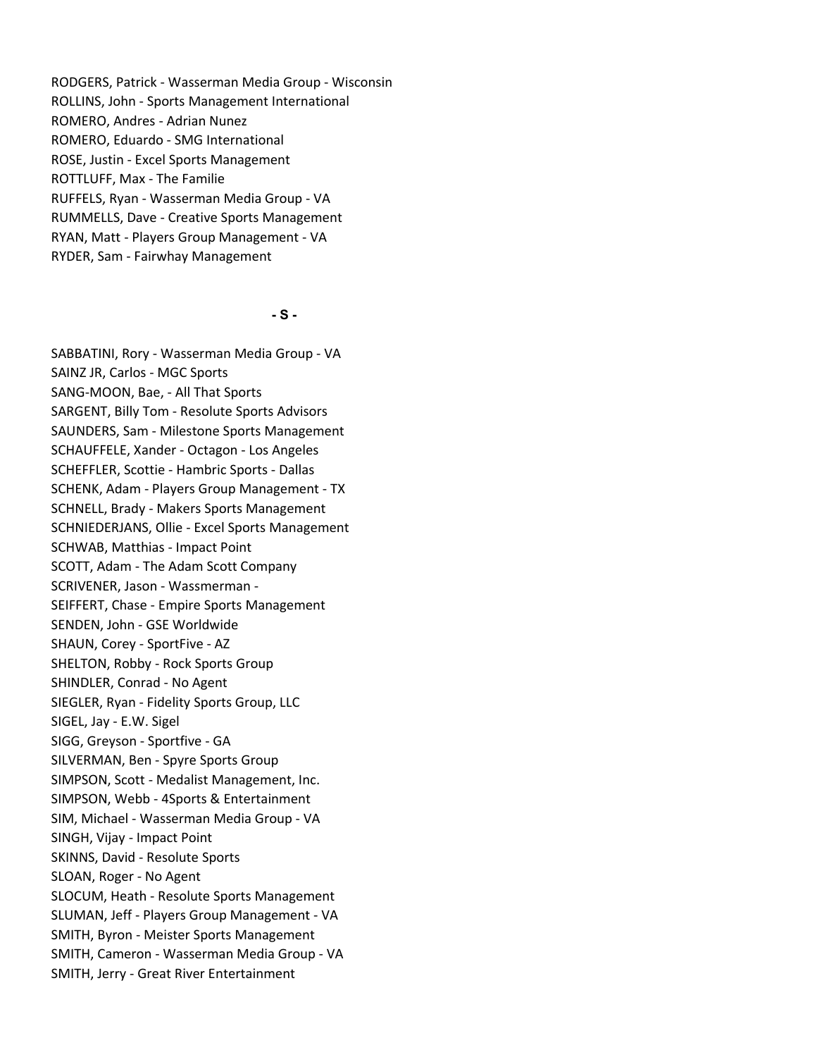RODGERS, Patrick - Wasserman Media Group - Wisconsin
ROLLINS, John - Sports Management International
ROMERO, Andres - Adrian Nunez
ROMERO, Eduardo - SMG International
ROSE, Justin - Excel Sports Management
ROTTLUFF, Max - The Familie
RUFFELS, Ryan - Wasserman Media Group - VA
RUMMELLS, Dave - Creative Sports Management
RYAN, Matt - Players Group Management - VA
RYDER, Sam - Fairwhay Management

**- S -**

SABBATINI, Rory - Wasserman Media Group - VA
SAINZ JR, Carlos - MGC Sports
SANG-MOON, Bae, - All That Sports
SARGENT, Billy Tom - Resolute Sports Advisors
SAUNDERS, Sam - Milestone Sports Management
SCHAUFFELE, Xander - Octagon - Los Angeles
SCHEFFLER, Scottie - Hambric Sports - Dallas
SCHENK, Adam - Players Group Management - TX
SCHNELL, Brady - Makers Sports Management
SCHNIEDERJANS, Ollie - Excel Sports Management
SCHWAB, Matthias - Impact Point
SCOTT, Adam - The Adam Scott Company
SCRIVENER, Jason - Wassmerman -
SEIFFERT, Chase - Empire Sports Management
SENDEN, John - GSE Worldwide
SHAUN, Corey - SportFive - AZ
SHELTON, Robby - Rock Sports Group
SHINDLER, Conrad - No Agent
SIEGLER, Ryan - Fidelity Sports Group, LLC
SIGEL, Jay - E.W. Sigel
SIGG, Greyson - Sportfive - GA
SILVERMAN, Ben - Spyre Sports Group
SIMPSON, Scott - Medalist Management, Inc.
SIMPSON, Webb - 4Sports & Entertainment
SIM, Michael - Wasserman Media Group - VA
SINGH, Vijay - Impact Point
SKINNS, David - Resolute Sports
SLOAN, Roger - No Agent
SLOCUM, Heath - Resolute Sports Management
SLUMAN, Jeff - Players Group Management - VA
SMITH, Byron - Meister Sports Management
SMITH, Cameron - Wasserman Media Group - VA
SMITH, Jerry - Great River Entertainment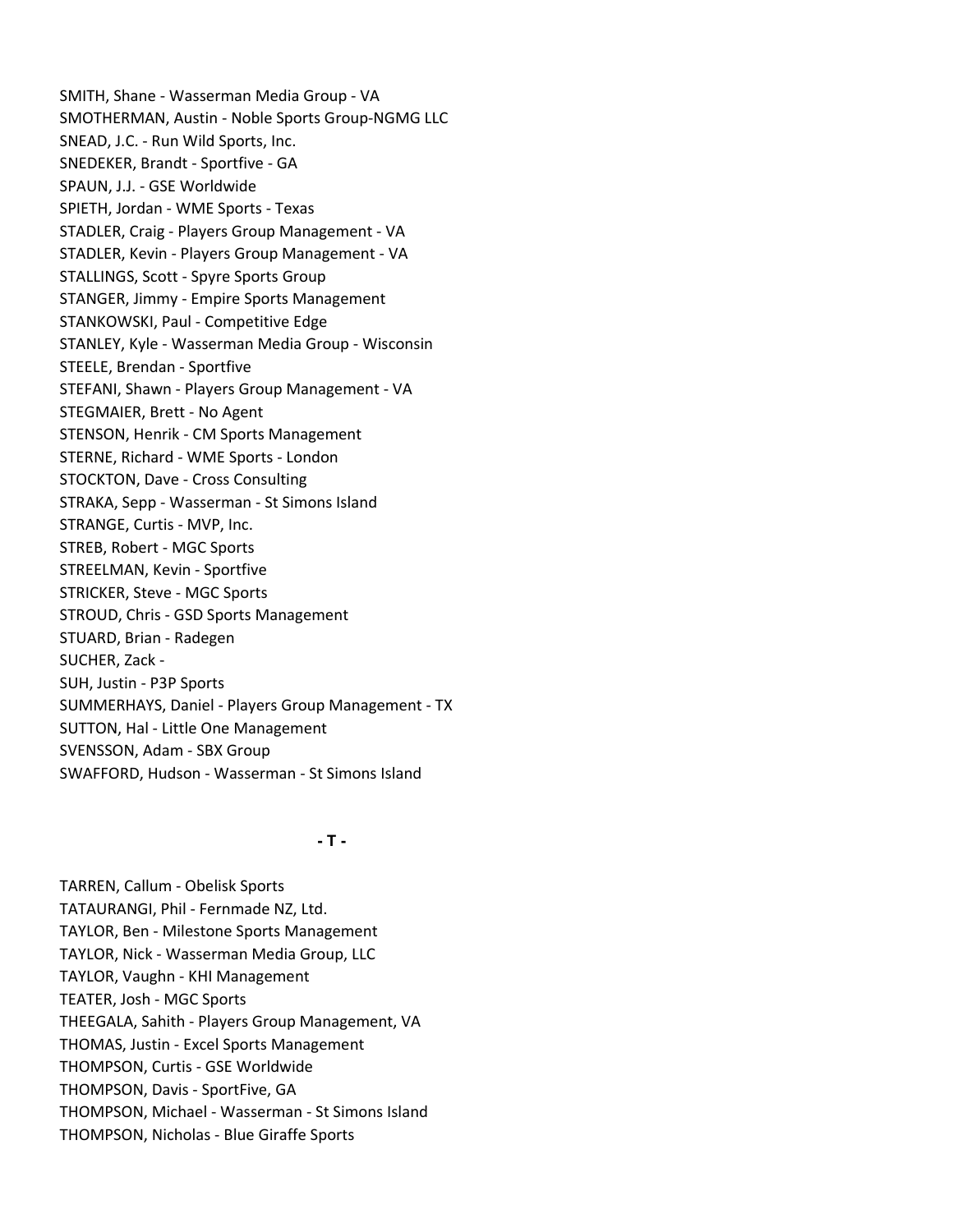SMITH, Shane - Wasserman Media Group - VA
SMOTHERMAN, Austin - Noble Sports Group-NGMG LLC
SNEAD, J.C. - Run Wild Sports, Inc.
SNEDEKER, Brandt - Sportfive - GA
SPAUN, J.J. - GSE Worldwide
SPIETH, Jordan - WME Sports - Texas
STADLER, Craig - Players Group Management - VA
STADLER, Kevin - Players Group Management - VA
STALLINGS, Scott - Spyre Sports Group
STANGER, Jimmy - Empire Sports Management
STANKOWSKI, Paul - Competitive Edge
STANLEY, Kyle - Wasserman Media Group - Wisconsin
STEELE, Brendan - Sportfive
STEFANI, Shawn - Players Group Management - VA
STEGMAIER, Brett - No Agent
STENSON, Henrik - CM Sports Management
STERNE, Richard - WME Sports - London
STOCKTON, Dave - Cross Consulting
STRAKA, Sepp - Wasserman - St Simons Island
STRANGE, Curtis - MVP, Inc.
STREB, Robert - MGC Sports
STREELMAN, Kevin - Sportfive
STRICKER, Steve - MGC Sports
STROUD, Chris - GSD Sports Management
STUARD, Brian - Radegen
SUCHER, Zack -
SUH, Justin - P3P Sports
SUMMERHAYS, Daniel - Players Group Management - TX
SUTTON, Hal - Little One Management
SVENSSON, Adam - SBX Group
SWAFFORD, Hudson - Wasserman - St Simons Island

**- T -**

TARREN, Callum - Obelisk Sports
TATAURANGI, Phil - Fernmade NZ, Ltd.
TAYLOR, Ben - Milestone Sports Management
TAYLOR, Nick - Wasserman Media Group, LLC
TAYLOR, Vaughn - KHI Management
TEATER, Josh - MGC Sports
THEEGALA, Sahith - Players Group Management, VA
THOMAS, Justin - Excel Sports Management
THOMPSON, Curtis - GSE Worldwide
THOMPSON, Davis - SportFive, GA
THOMPSON, Michael - Wasserman - St Simons Island
THOMPSON, Nicholas - Blue Giraffe Sports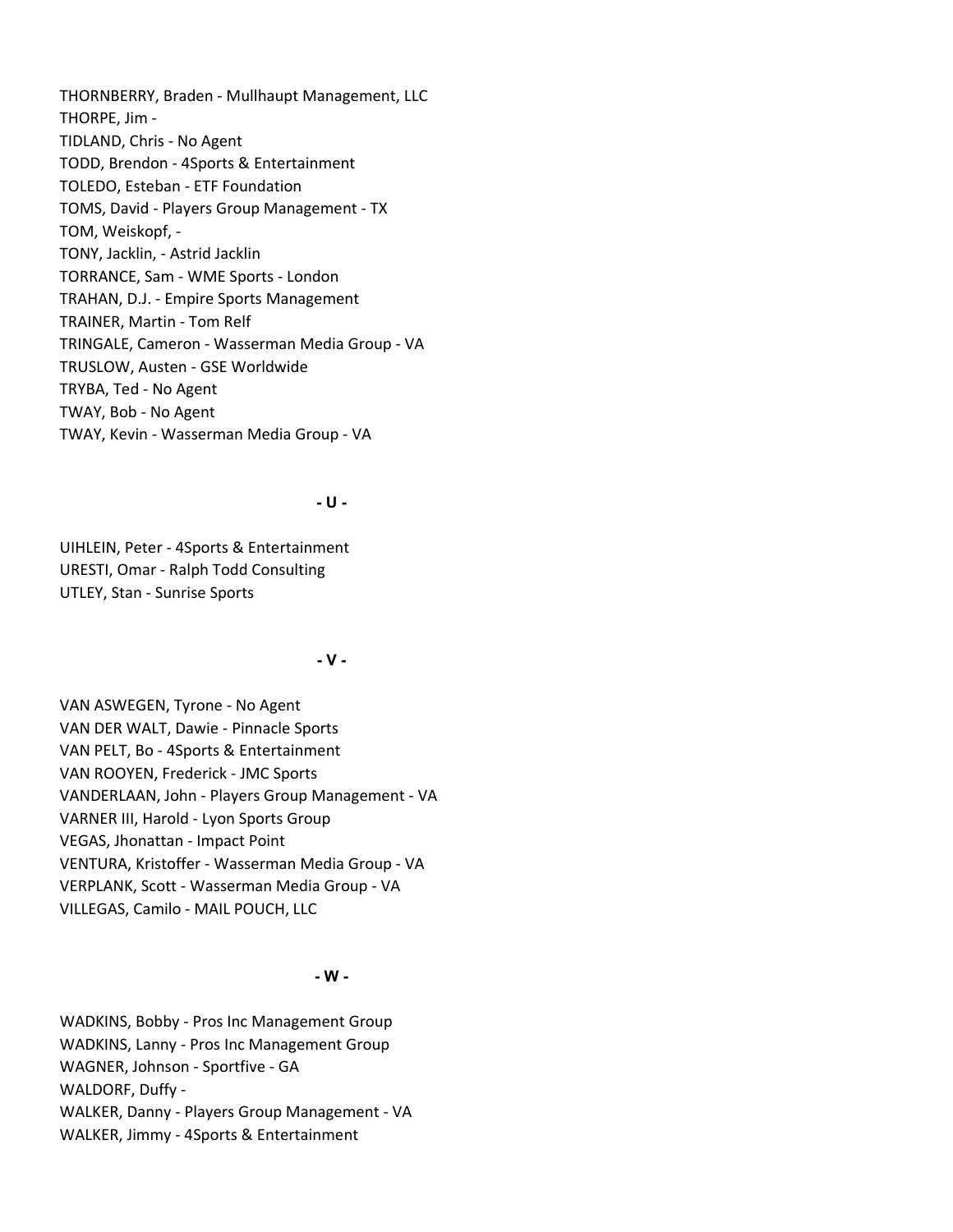THORNBERRY, Braden - Mullhaupt Management, LLC
THORPE, Jim -
TIDLAND, Chris - No Agent
TODD, Brendon - 4Sports & Entertainment
TOLEDO, Esteban - ETF Foundation
TOMS, David - Players Group Management - TX
TOM, Weiskopf, -
TONY, Jacklin, - Astrid Jacklin
TORRANCE, Sam - WME Sports - London
TRAHAN, D.J. - Empire Sports Management
TRAINER, Martin - Tom Relf
TRINGALE, Cameron - Wasserman Media Group - VA
TRUSLOW, Austen - GSE Worldwide
TRYBA, Ted - No Agent
TWAY, Bob - No Agent
TWAY, Kevin - Wasserman Media Group - VA

**- U -**

UIHLEIN, Peter - 4Sports & Entertainment
URESTI, Omar - Ralph Todd Consulting
UTLEY, Stan - Sunrise Sports

**- V -**

VAN ASWEGEN, Tyrone - No Agent
VAN DER WALT, Dawie - Pinnacle Sports
VAN PELT, Bo - 4Sports & Entertainment
VAN ROOYEN, Frederick - JMC Sports
VANDERLAAN, John - Players Group Management - VA
VARNER III, Harold - Lyon Sports Group
VEGAS, Jhonattan - Impact Point
VENTURA, Kristoffer - Wasserman Media Group - VA
VERPLANK, Scott - Wasserman Media Group - VA
VILLEGAS, Camilo - MAIL POUCH, LLC

**- W -**

WADKINS, Bobby - Pros Inc Management Group
WADKINS, Lanny - Pros Inc Management Group
WAGNER, Johnson - Sportfive - GA
WALDORF, Duffy -
WALKER, Danny - Players Group Management - VA
WALKER, Jimmy - 4Sports & Entertainment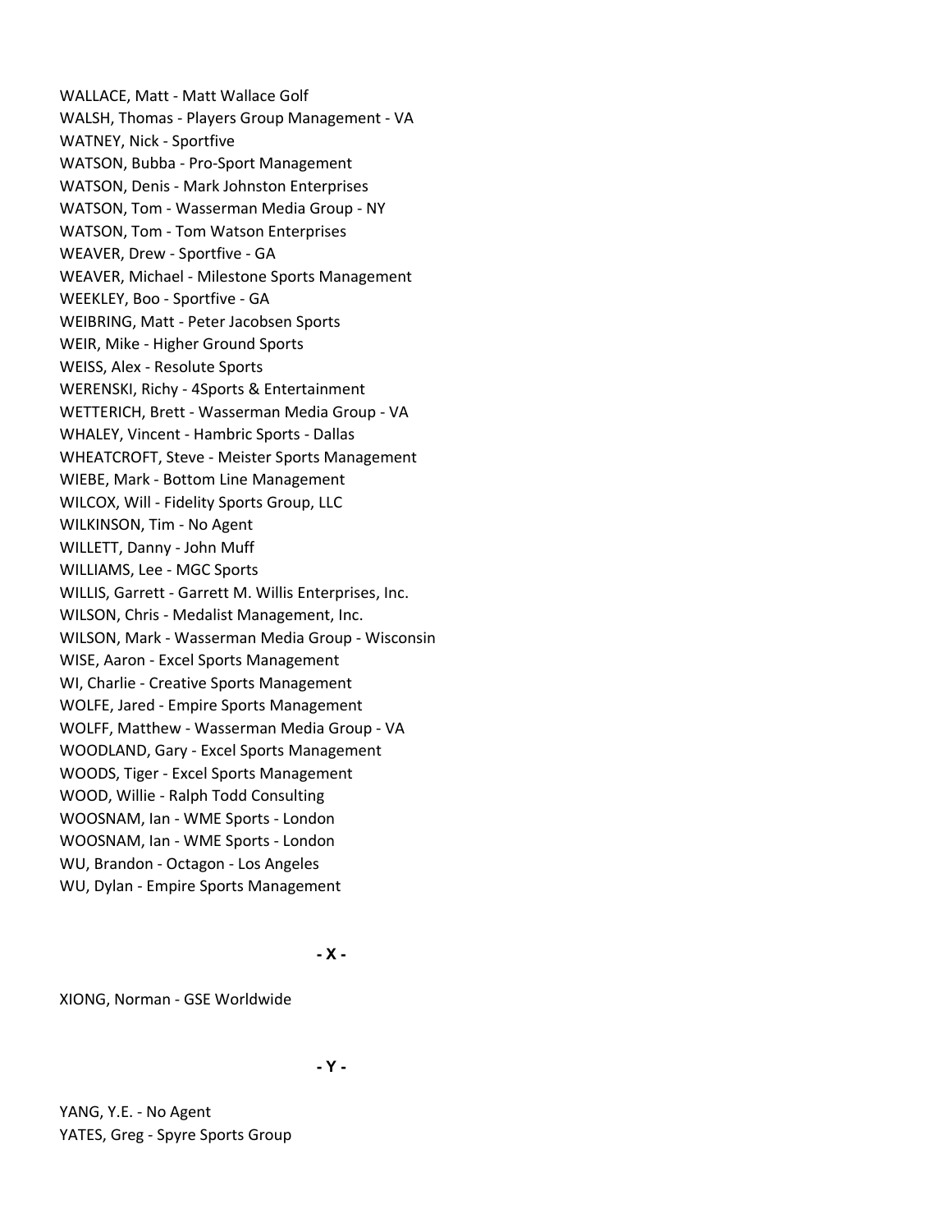WALLACE, Matt - Matt Wallace Golf
WALSH, Thomas - Players Group Management - VA
WATNEY, Nick - Sportfive
WATSON, Bubba - Pro-Sport Management
WATSON, Denis - Mark Johnston Enterprises
WATSON, Tom - Wasserman Media Group - NY
WATSON, Tom - Tom Watson Enterprises
WEAVER, Drew - Sportfive - GA
WEAVER, Michael - Milestone Sports Management
WEEKLEY, Boo - Sportfive - GA
WEIBRING, Matt - Peter Jacobsen Sports
WEIR, Mike - Higher Ground Sports
WEISS, Alex - Resolute Sports
WERENSKI, Richy - 4Sports & Entertainment
WETTERICH, Brett - Wasserman Media Group - VA
WHALEY, Vincent - Hambric Sports - Dallas
WHEATCROFT, Steve - Meister Sports Management
WIEBE, Mark - Bottom Line Management
WILCOX, Will - Fidelity Sports Group, LLC
WILKINSON, Tim - No Agent
WILLETT, Danny - John Muff
WILLIAMS, Lee - MGC Sports
WILLIS, Garrett - Garrett M. Willis Enterprises, Inc.
WILSON, Chris - Medalist Management, Inc.
WILSON, Mark - Wasserman Media Group - Wisconsin
WISE, Aaron - Excel Sports Management
WI, Charlie - Creative Sports Management
WOLFE, Jared - Empire Sports Management
WOLFF, Matthew - Wasserman Media Group - VA
WOODLAND, Gary - Excel Sports Management
WOODS, Tiger - Excel Sports Management
WOOD, Willie - Ralph Todd Consulting
WOOSNAM, Ian - WME Sports - London
WOOSNAM, Ian - WME Sports - London
WU, Brandon - Octagon - Los Angeles
WU, Dylan - Empire Sports Management

**- X -**

XIONG, Norman - GSE Worldwide

**- Y -**

YANG, Y.E. - No Agent
YATES, Greg - Spyre Sports Group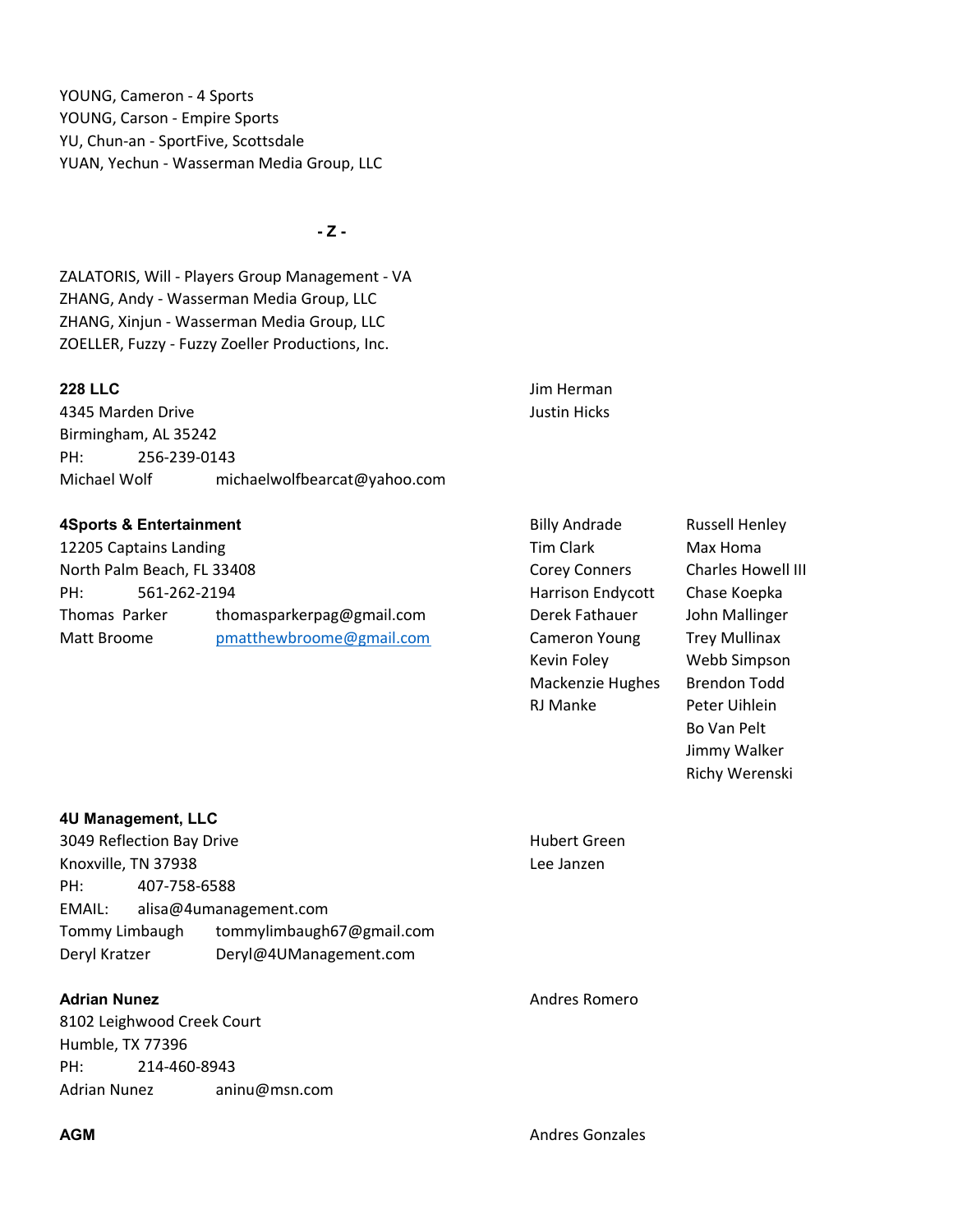YOUNG, Cameron - 4 Sports
YOUNG, Carson - Empire Sports
YU, Chun-an - SportFive, Scottsdale
YUAN, Yechun - Wasserman Media Group, LLC

**- Z -**

ZALATORIS, Will - Players Group Management - VA
ZHANG, Andy - Wasserman Media Group, LLC
ZHANG, Xinjun - Wasserman Media Group, LLC
ZOELLER, Fuzzy - Fuzzy Zoeller Productions, Inc.

**228 LLC**
4345 Marden Drive
Birmingham, AL 35242
PH: 256-239-0143
Michael Wolf michaelwolfbearcat@yahoo.com

Jim Herman
Justin Hicks

**4Sports & Entertainment**
12205 Captains Landing
North Palm Beach, FL 33408
PH: 561-262-2194
Thomas Parker thomasparkerpag@gmail.com
Matt Broome pmatthewbroome@gmail.com

Billy Andrade
Tim Clark
Corey Conners
Harrison Endycott
Derek Fathauer
Cameron Young
Kevin Foley
Mackenzie Hughes
RJ Manke
Russell Henley
Max Homa
Charles Howell III
Chase Koepka
John Mallinger
Trey Mullinax
Webb Simpson
Brendon Todd
Peter Uihlein
Bo Van Pelt
Jimmy Walker
Richy Werenski

**4U Management, LLC**
3049 Reflection Bay Drive
Knoxville, TN 37938
PH: 407-758-6588
EMAIL: alisa@4umanagement.com
Tommy Limbaugh tommylimbaugh67@gmail.com
Deryl Kratzer Deryl@4UManagement.com

Hubert Green
Lee Janzen

**Adrian Nunez**
8102 Leighwood Creek Court
Humble, TX 77396
PH: 214-460-8943
Adrian Nunez aninu@msn.com

Andres Romero

**AGM**

Andres Gonzales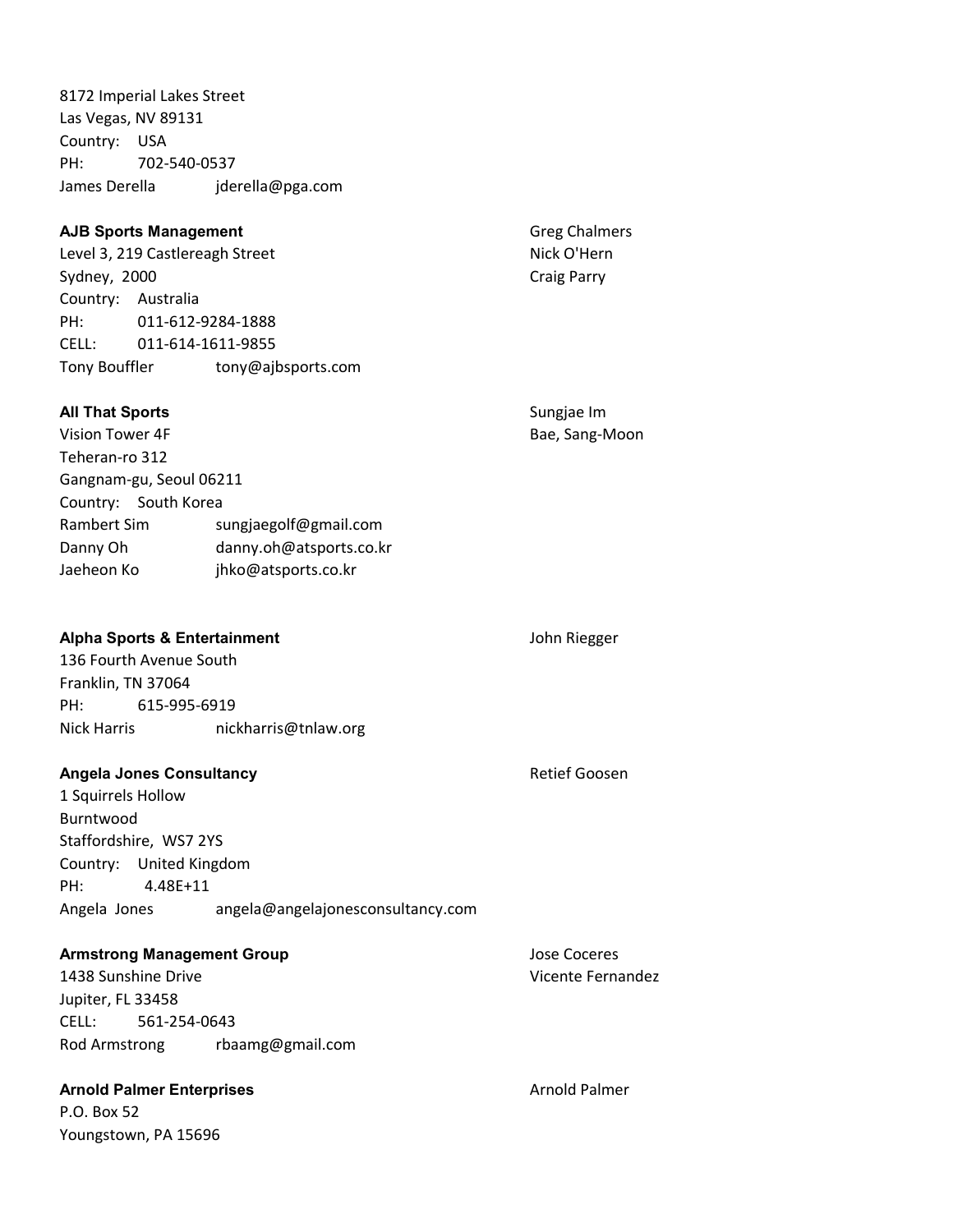8172 Imperial Lakes Street
Las Vegas, NV 89131
Country: USA
PH: 702-540-0537
James Derella jderella@pga.com

**AJB Sports Management**
Level 3, 219 Castlereagh Street
Sydney, 2000
Country: Australia
PH: 011-612-9284-1888
CELL: 011-614-1611-9855
Tony Bouffler tony@ajbsports.com

Greg Chalmers
Nick O'Hern
Craig Parry

**All That Sports**
Vision Tower 4F
Teheran-ro 312
Gangnam-gu, Seoul 06211
Country: South Korea
Rambert Sim sungjaegolf@gmail.com
Danny Oh danny.oh@atsports.co.kr
Jaeheon Ko jhko@atsports.co.kr

Sungjae Im
Bae, Sang-Moon

**Alpha Sports & Entertainment**
136 Fourth Avenue South
Franklin, TN 37064
PH: 615-995-6919
Nick Harris nickharris@tnlaw.org

John Riegger

**Angela Jones Consultancy**
1 Squirrels Hollow
Burntwood
Staffordshire, WS7 2YS
Country: United Kingdom
PH: 4.48E+11
Angela Jones angela@angelajonesconsultancy.com

Retief Goosen

**Armstrong Management Group**
1438 Sunshine Drive
Jupiter, FL 33458
CELL: 561-254-0643
Rod Armstrong rbaamg@gmail.com

Jose Coceres
Vicente Fernandez

**Arnold Palmer Enterprises**
P.O. Box 52
Youngstown, PA 15696

Arnold Palmer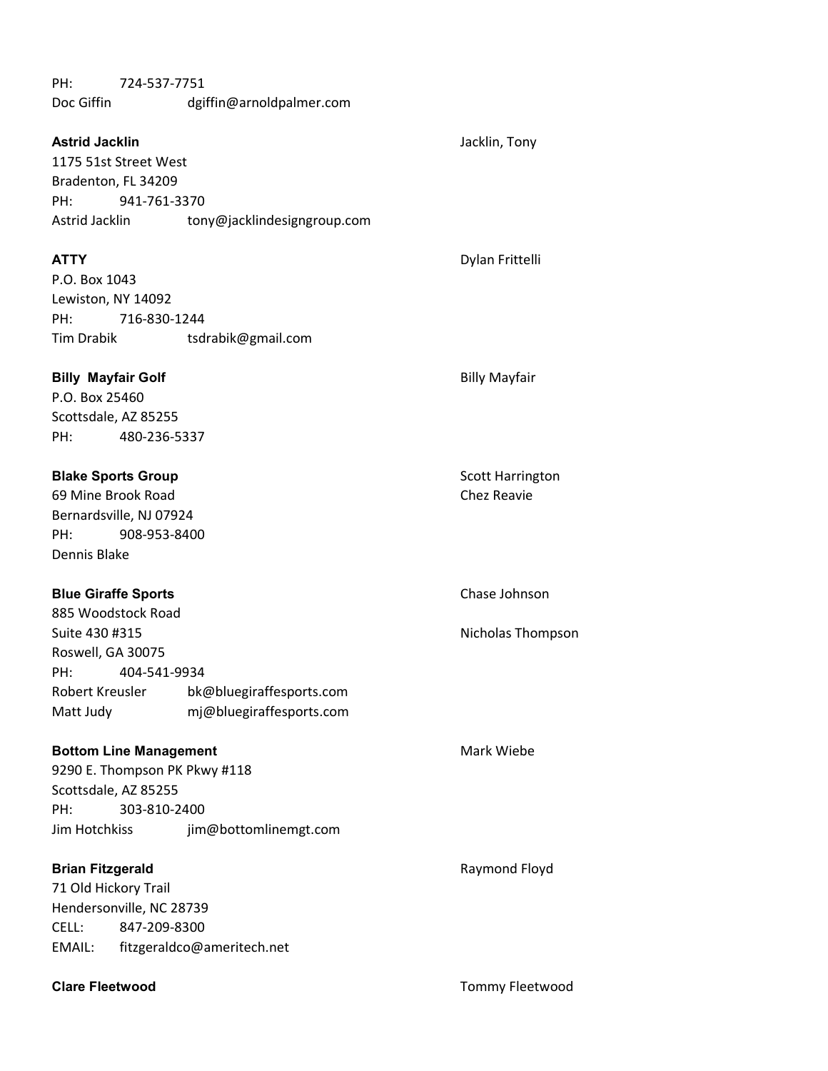PH: 724-537-7751
Doc Giffin dgiffin@arnoldpalmer.com

**Astrid Jacklin** — Jacklin, Tony

1175 51st Street West
Bradenton, FL 34209
PH: 941-761-3370
Astrid Jacklin tony@jacklindesigngroup.com

**ATTY** — Dylan Frittelli

P.O. Box 1043
Lewiston, NY 14092
PH: 716-830-1244
Tim Drabik tsdrabik@gmail.com

**Billy Mayfair Golf** — Billy Mayfair

P.O. Box 25460
Scottsdale, AZ 85255
PH: 480-236-5337

**Blake Sports Group** — Scott Harrington, Chez Reavie

69 Mine Brook Road
Bernardsville, NJ 07924
PH: 908-953-8400
Dennis Blake

**Blue Giraffe Sports** — Chase Johnson, Nicholas Thompson

885 Woodstock Road
Suite 430 #315
Roswell, GA 30075
PH: 404-541-9934
Robert Kreusler bk@bluegiraffesports.com
Matt Judy mj@bluegiraffesports.com

**Bottom Line Management** — Mark Wiebe

9290 E. Thompson PK Pkwy #118
Scottsdale, AZ 85255
PH: 303-810-2400
Jim Hotchkiss jim@bottomlinemgt.com

**Brian Fitzgerald** — Raymond Floyd

71 Old Hickory Trail
Hendersonville, NC 28739
CELL: 847-209-8300
EMAIL: fitzgeraldco@ameritech.net

**Clare Fleetwood** — Tommy Fleetwood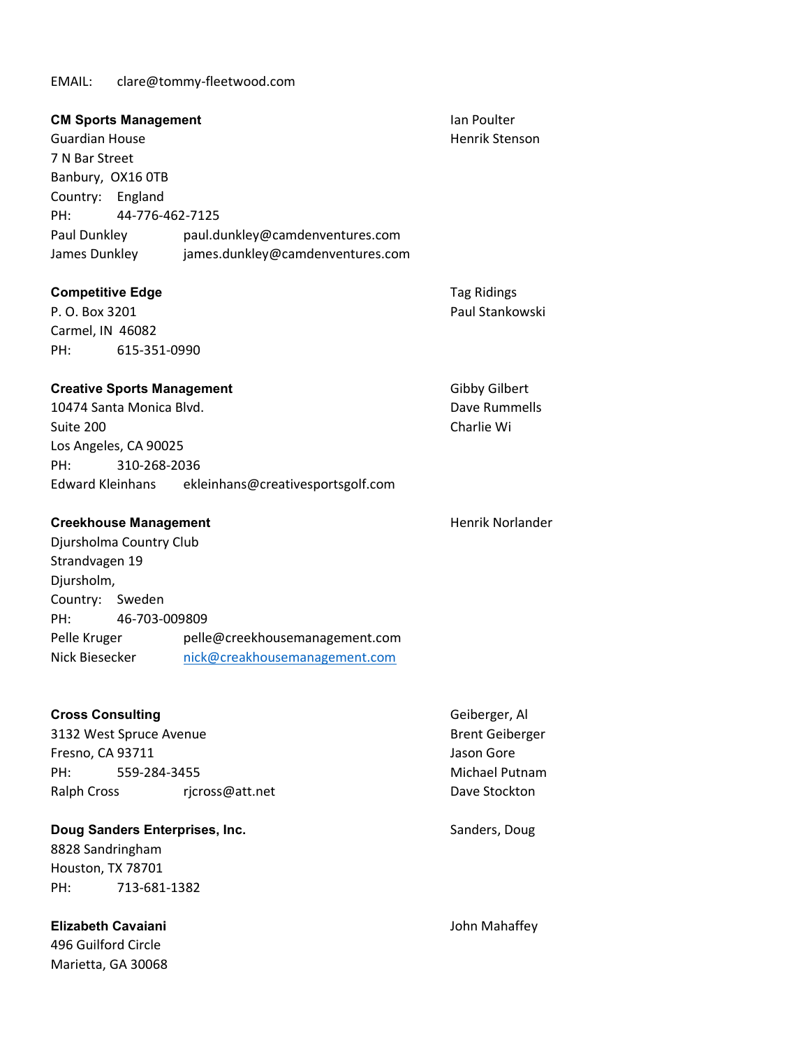EMAIL: clare@tommy-fleetwood.com

**CM Sports Management**
Guardian House
7 N Bar Street
Banbury, OX16 0TB
Country: England
PH: 44-776-462-7125
Paul Dunkley paul.dunkley@camdenventures.com
James Dunkley james.dunkley@camdenventures.com

Ian Poulter
Henrik Stenson

**Competitive Edge**
P. O. Box 3201
Carmel, IN 46082
PH: 615-351-0990

Tag Ridings
Paul Stankowski

**Creative Sports Management**
10474 Santa Monica Blvd.
Suite 200
Los Angeles, CA 90025
PH: 310-268-2036
Edward Kleinhans ekleinhans@creativesportsgolf.com

Gibby Gilbert
Dave Rummells
Charlie Wi

**Creekhouse Management**
Djursholma Country Club
Strandvagen 19
Djursholm,
Country: Sweden
PH: 46-703-009809
Pelle Kruger pelle@creekhousemanagement.com
Nick Biesecker nick@creakhousemanagement.com

Henrik Norlander

**Cross Consulting**
3132 West Spruce Avenue
Fresno, CA 93711
PH: 559-284-3455
Ralph Cross rjcross@att.net

Geiberger, Al
Brent Geiberger
Jason Gore
Michael Putnam
Dave Stockton

**Doug Sanders Enterprises, Inc.**
8828 Sandringham
Houston, TX 78701
PH: 713-681-1382

Sanders, Doug

**Elizabeth Cavaiani**
496 Guilford Circle
Marietta, GA 30068

John Mahaffey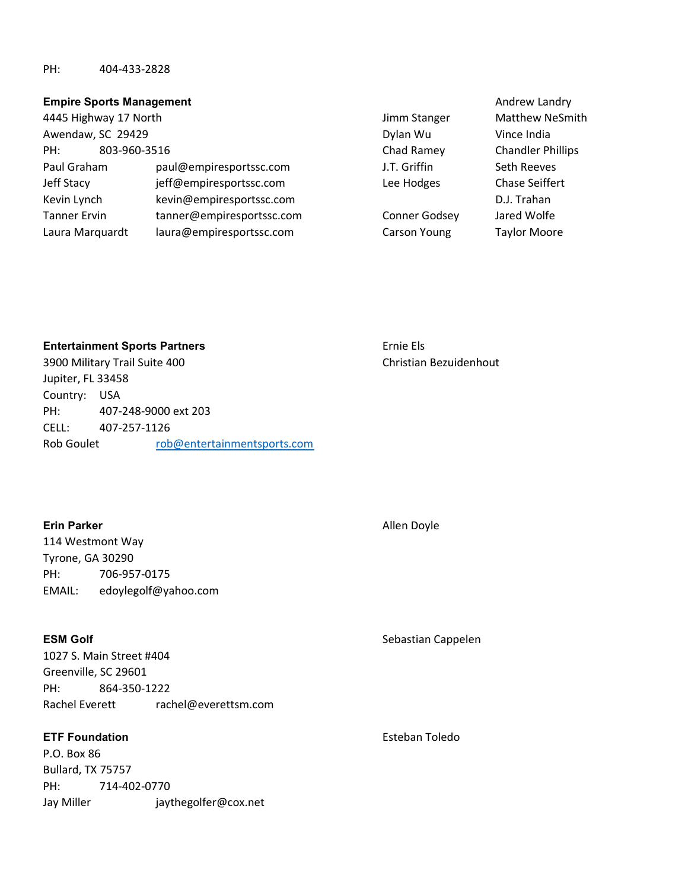PH: 404-433-2828

**Empire Sports Management**
4445 Highway 17 North
Awendaw, SC 29429
PH: 803-960-3516

| | | | |
|---|---|---|---|
| | | | Andrew Landry |
| | | Jimm Stanger | Matthew NeSmith |
| | | Dylan Wu | Vince India |
| | | Chad Ramey | Chandler Phillips |
| Paul Graham | paul@empiresportssc.com | J.T. Griffin | Seth Reeves |
| Jeff Stacy | jeff@empiresportssc.com | Lee Hodges | Chase Seiffert |
| Kevin Lynch | kevin@empiresportssc.com | | D.J. Trahan |
| Tanner Ervin | tanner@empiresportssc.com | Conner Godsey | Jared Wolfe |
| Laura Marquardt | laura@empiresportssc.com | Carson Young | Taylor Moore |

**Entertainment Sports Partners**
3900 Military Trail Suite 400
Jupiter, FL 33458
Country: USA
PH: 407-248-9000 ext 203
CELL: 407-257-1126
Rob Goulet rob@entertainmentsports.com

Ernie Els
Christian Bezuidenhout

**Erin Parker**
114 Westmont Way
Tyrone, GA 30290
PH: 706-957-0175
EMAIL: edoylegolf@yahoo.com

Allen Doyle

**ESM Golf**
1027 S. Main Street #404
Greenville, SC 29601
PH: 864-350-1222
Rachel Everett rachel@everettsm.com

Sebastian Cappelen

**ETF Foundation**
P.O. Box 86
Bullard, TX 75757
PH: 714-402-0770
Jay Miller jaythegolfer@cox.net

Esteban Toledo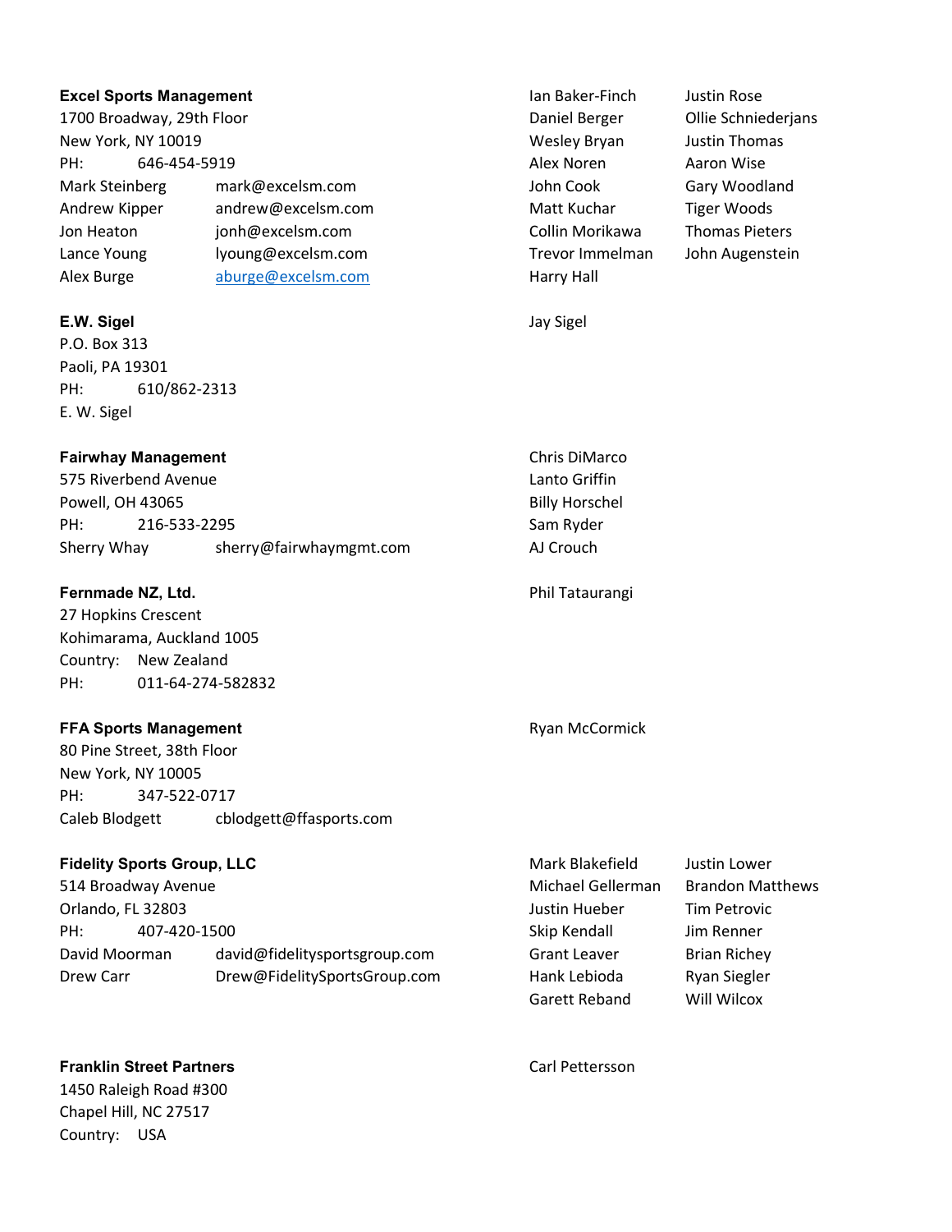**Excel Sports Management**
1700 Broadway, 29th Floor
New York, NY 10019
PH: 646-454-5919

| | |
|---|---|
| Mark Steinberg | mark@excelsm.com |
| Andrew Kipper | andrew@excelsm.com |
| Jon Heaton | jonh@excelsm.com |
| Lance Young | lyoung@excelsm.com |
| Alex Burge | aburge@excelsm.com |

Ian Baker-Finch, Daniel Berger, Wesley Bryan, Alex Noren, John Cook, Matt Kuchar, Collin Morikawa, Trevor Immelman, Harry Hall, Justin Rose, Ollie Schniederjans, Justin Thomas, Aaron Wise, Gary Woodland, Tiger Woods, Thomas Pieters, John Augenstein

**E.W. Sigel**
P.O. Box 313
Paoli, PA 19301
PH: 610/862-2313
E. W. Sigel

Jay Sigel

**Fairwhay Management**
575 Riverbend Avenue
Powell, OH 43065
PH: 216-533-2295
Sherry Whay sherry@fairwhaymgmt.com

Chris DiMarco, Lanto Griffin, Billy Horschel, Sam Ryder, AJ Crouch

**Fernmade NZ, Ltd.**
27 Hopkins Crescent
Kohimarama, Auckland 1005
Country: New Zealand
PH: 011-64-274-582832

Phil Tataurangi

**FFA Sports Management**
80 Pine Street, 38th Floor
New York, NY 10005
PH: 347-522-0717
Caleb Blodgett cblodgett@ffasports.com

Ryan McCormick

**Fidelity Sports Group, LLC**
514 Broadway Avenue
Orlando, FL 32803
PH: 407-420-1500

| | |
|---|---|
| David Moorman | david@fidelitysportsgroup.com |
| Drew Carr | Drew@FidelitySportsGroup.com |

Mark Blakefield, Michael Gellerman, Justin Hueber, Skip Kendall, Grant Leaver, Hank Lebioda, Garett Reband, Justin Lower, Brandon Matthews, Tim Petrovic, Jim Renner, Brian Richey, Ryan Siegler, Will Wilcox

**Franklin Street Partners**
1450 Raleigh Road #300
Chapel Hill, NC 27517
Country: USA

Carl Pettersson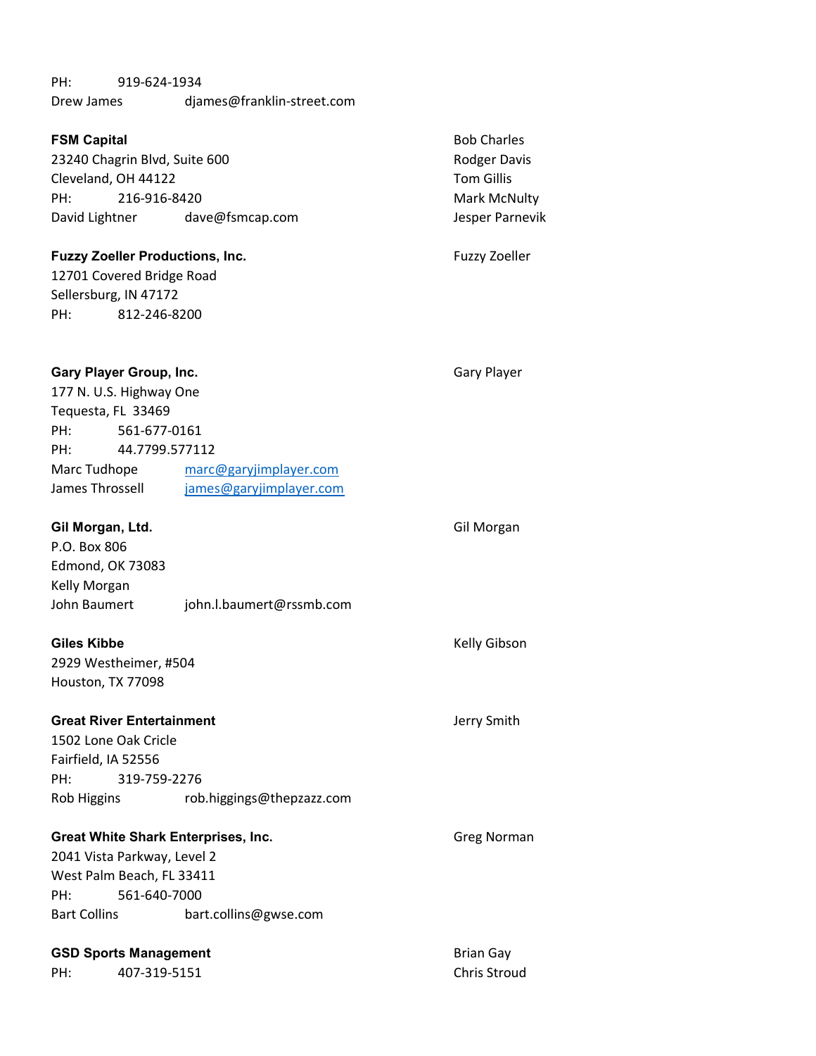PH: 919-624-1934
Drew James djames@franklin-street.com

**FSM Capital**
23240 Chagrin Blvd, Suite 600
Cleveland, OH 44122
PH: 216-916-8420
David Lightner dave@fsmcap.com

Bob Charles
Rodger Davis
Tom Gillis
Mark McNulty
Jesper Parnevik

**Fuzzy Zoeller Productions, Inc.**
12701 Covered Bridge Road
Sellersburg, IN 47172
PH: 812-246-8200

Fuzzy Zoeller

**Gary Player Group, Inc.**
177 N. U.S. Highway One
Tequesta, FL 33469
PH: 561-677-0161
PH: 44.7799.577112
Marc Tudhope marc@garyjimplayer.com
James Throssell james@garyjimplayer.com

Gary Player

**Gil Morgan, Ltd.**
P.O. Box 806
Edmond, OK 73083
Kelly Morgan
John Baumert john.l.baumert@rssmb.com

Gil Morgan

**Giles Kibbe**
2929 Westheimer, #504
Houston, TX 77098

Kelly Gibson

**Great River Entertainment**
1502 Lone Oak Cricle
Fairfield, IA 52556
PH: 319-759-2276
Rob Higgins rob.higgings@thepzazz.com

Jerry Smith

**Great White Shark Enterprises, Inc.**
2041 Vista Parkway, Level 2
West Palm Beach, FL 33411
PH: 561-640-7000
Bart Collins bart.collins@gwse.com

Greg Norman

**GSD Sports Management**
PH: 407-319-5151

Brian Gay
Chris Stroud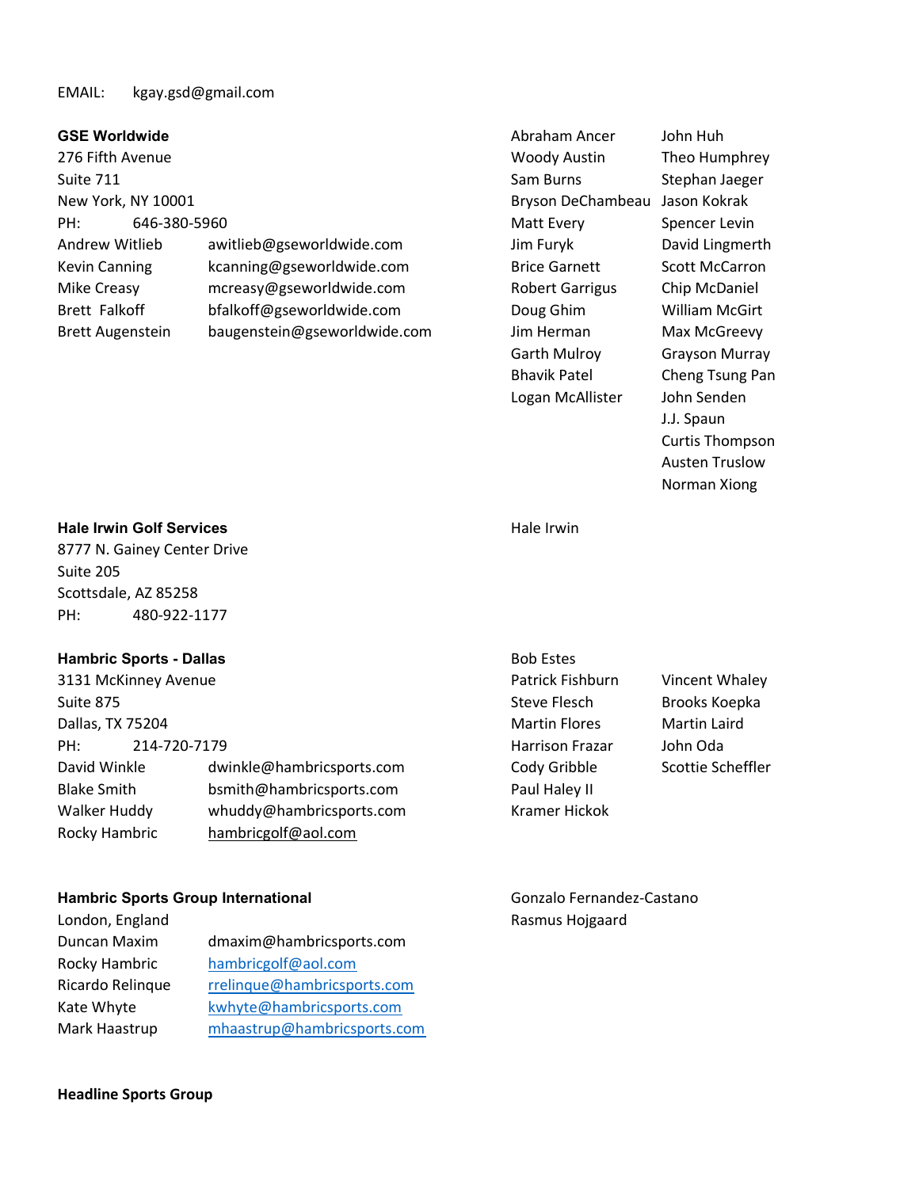EMAIL: kgay.gsd@gmail.com

**GSE Worldwide**
276 Fifth Avenue
Suite 711
New York, NY 10001
PH: 646-380-5960

| | |
|---|---|
| Andrew Witlieb | awitlieb@gseworldwide.com |
| Kevin Canning | kcanning@gseworldwide.com |
| Mike Creasy | mcreasy@gseworldwide.com |
| Brett Falkoff | bfalkoff@gseworldwide.com |
| Brett Augenstein | baugenstein@gseworldwide.com |

Abraham Ancer
Woody Austin
Sam Burns
Bryson DeChambeau
Matt Every
Jim Furyk
Brice Garnett
Robert Garrigus
Doug Ghim
Jim Herman
Garth Mulroy
Bhavik Patel
Logan McAllister
John Huh
Theo Humphrey
Stephan Jaeger
Jason Kokrak
Spencer Levin
David Lingmerth
Scott McCarron
Chip McDaniel
William McGirt
Max McGreevy
Grayson Murray
Cheng Tsung Pan
John Senden
J.J. Spaun
Curtis Thompson
Austen Truslow
Norman Xiong

**Hale Irwin Golf Services**
8777 N. Gainey Center Drive
Suite 205
Scottsdale, AZ 85258
PH: 480-922-1177

Hale Irwin

**Hambric Sports - Dallas**
3131 McKinney Avenue
Suite 875
Dallas, TX 75204
PH: 214-720-7179

| | |
|---|---|
| David Winkle | dwinkle@hambricsports.com |
| Blake Smith | bsmith@hambricsports.com |
| Walker Huddy | whuddy@hambricsports.com |
| Rocky Hambric | hambricgolf@aol.com |

Bob Estes
Patrick Fishburn
Steve Flesch
Martin Flores
Harrison Frazar
Cody Gribble
Paul Haley II
Kramer Hickok
Vincent Whaley
Brooks Koepka
Martin Laird
John Oda
Scottie Scheffler

**Hambric Sports Group International**
London, England

| | |
|---|---|
| Duncan Maxim | dmaxim@hambricsports.com |
| Rocky Hambric | hambricgolf@aol.com |
| Ricardo Relinque | rrelinque@hambricsports.com |
| Kate Whyte | kwhyte@hambricsports.com |
| Mark Haastrup | mhaastrup@hambricsports.com |

Gonzalo Fernandez-Castano
Rasmus Hojgaard

**Headline Sports Group**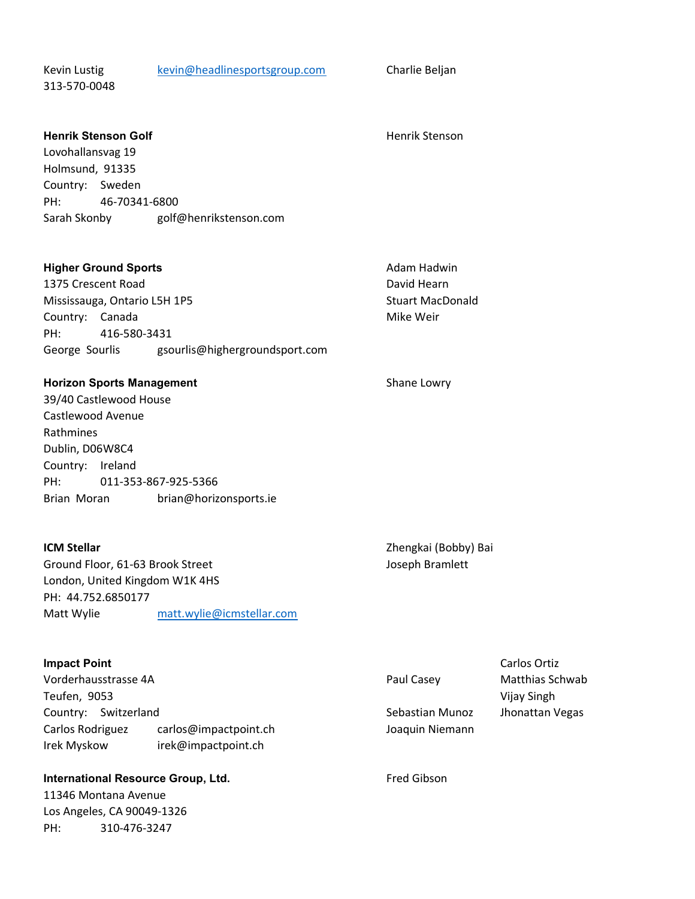Kevin Lustig kevin@headlinesportsgroup.com Charlie Beljan
313-570-0048

**Henrik Stenson Golf**
Lovohallansvag 19
Holmsund, 91335
Country: Sweden
PH: 46-70341-6800
Sarah Skonby golf@henrikstenson.com

Henrik Stenson

**Higher Ground Sports**
1375 Crescent Road
Mississauga, Ontario L5H 1P5
Country: Canada
PH: 416-580-3431
George Sourlis gsourlis@highergroundsport.com

Adam Hadwin
David Hearn
Stuart MacDonald
Mike Weir

**Horizon Sports Management**
39/40 Castlewood House
Castlewood Avenue
Rathmines
Dublin, D06W8C4
Country: Ireland
PH: 011-353-867-925-5366
Brian Moran brian@horizonsports.ie

Shane Lowry

**ICM Stellar**
Ground Floor, 61-63 Brook Street
London, United Kingdom W1K 4HS
PH: 44.752.6850177
Matt Wylie matt.wylie@icmstellar.com

Zhengkai (Bobby) Bai
Joseph Bramlett

**Impact Point**
Vorderhausstrasse 4A
Teufen, 9053
Country: Switzerland
Carlos Rodriguez carlos@impactpoint.ch
Irek Myskow irek@impactpoint.ch

Paul Casey
Sebastian Munoz
Joaquin Niemann
Carlos Ortiz
Matthias Schwab
Vijay Singh
Jhonattan Vegas

**International Resource Group, Ltd.**
11346 Montana Avenue
Los Angeles, CA 90049-1326
PH: 310-476-3247

Fred Gibson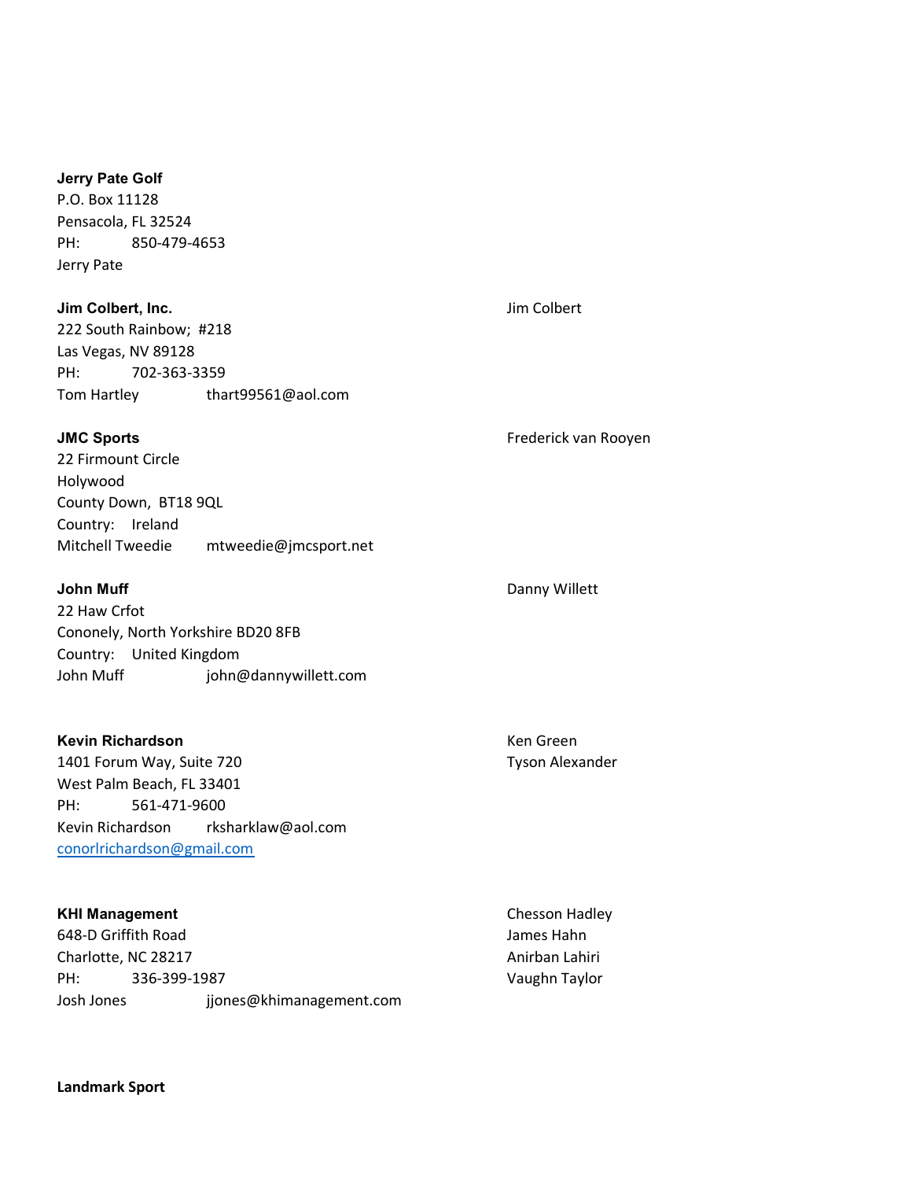**Jerry Pate Golf**
P.O. Box 11128
Pensacola, FL 32524
PH: 850-479-4653
Jerry Pate

**Jim Colbert, Inc.**
222 South Rainbow; #218
Las Vegas, NV 89128
PH: 702-363-3359
Tom Hartley thart99561@aol.com

Jim Colbert

**JMC Sports**
22 Firmount Circle
Holywood
County Down, BT18 9QL
Country: Ireland
Mitchell Tweedie mtweedie@jmcsport.net

Frederick van Rooyen

**John Muff**
22 Haw Crfot
Cononely, North Yorkshire BD20 8FB
Country: United Kingdom
John Muff john@dannywillett.com

Danny Willett

**Kevin Richardson**
1401 Forum Way, Suite 720
West Palm Beach, FL 33401
PH: 561-471-9600
Kevin Richardson rksharklaw@aol.com
conorlrichardson@gmail.com

Ken Green
Tyson Alexander

**KHI Management**
648-D Griffith Road
Charlotte, NC 28217
PH: 336-399-1987
Josh Jones jjones@khimanagement.com

Chesson Hadley
James Hahn
Anirban Lahiri
Vaughn Taylor

**Landmark Sport**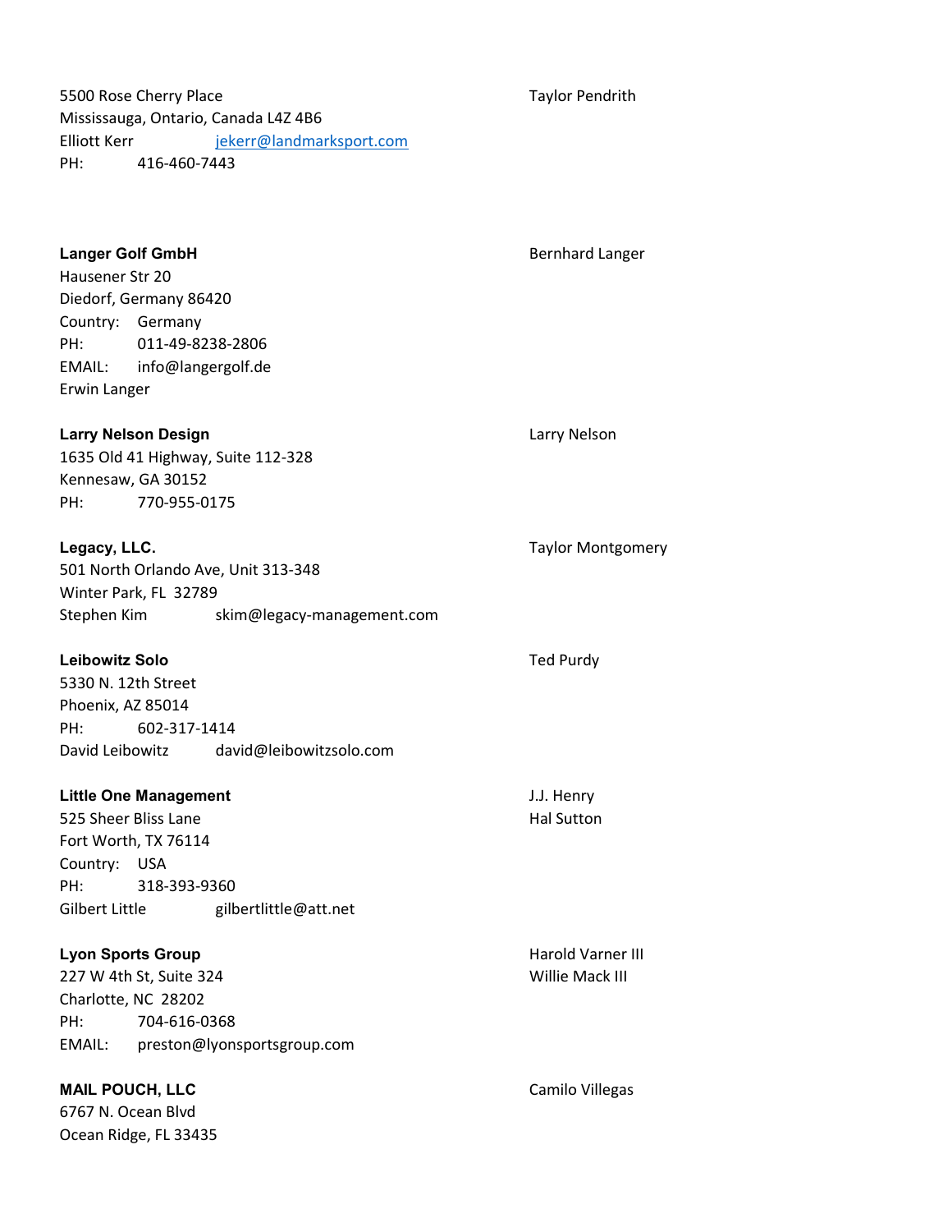5500 Rose Cherry Place
Mississauga, Ontario, Canada L4Z 4B6
Elliott Kerr jekerr@landmarksport.com
PH: 416-460-7443

Taylor Pendrith

**Langer Golf GmbH**
Hausener Str 20
Diedorf, Germany 86420
Country: Germany
PH: 011-49-8238-2806
EMAIL: info@langergolf.de
Erwin Langer

Bernhard Langer

**Larry Nelson Design**
1635 Old 41 Highway, Suite 112-328
Kennesaw, GA 30152
PH: 770-955-0175

Larry Nelson

**Legacy, LLC.**
501 North Orlando Ave, Unit 313-348
Winter Park, FL 32789
Stephen Kim skim@legacy-management.com

Taylor Montgomery

**Leibowitz Solo**
5330 N. 12th Street
Phoenix, AZ 85014
PH: 602-317-1414
David Leibowitz david@leibowitzsolo.com

Ted Purdy

**Little One Management**
525 Sheer Bliss Lane
Fort Worth, TX 76114
Country: USA
PH: 318-393-9360
Gilbert Little gilbertlittle@att.net

J.J. Henry
Hal Sutton

**Lyon Sports Group**
227 W 4th St, Suite 324
Charlotte, NC 28202
PH: 704-616-0368
EMAIL: preston@lyonsportsgroup.com

Harold Varner III
Willie Mack III

**MAIL POUCH, LLC**
6767 N. Ocean Blvd
Ocean Ridge, FL 33435

Camilo Villegas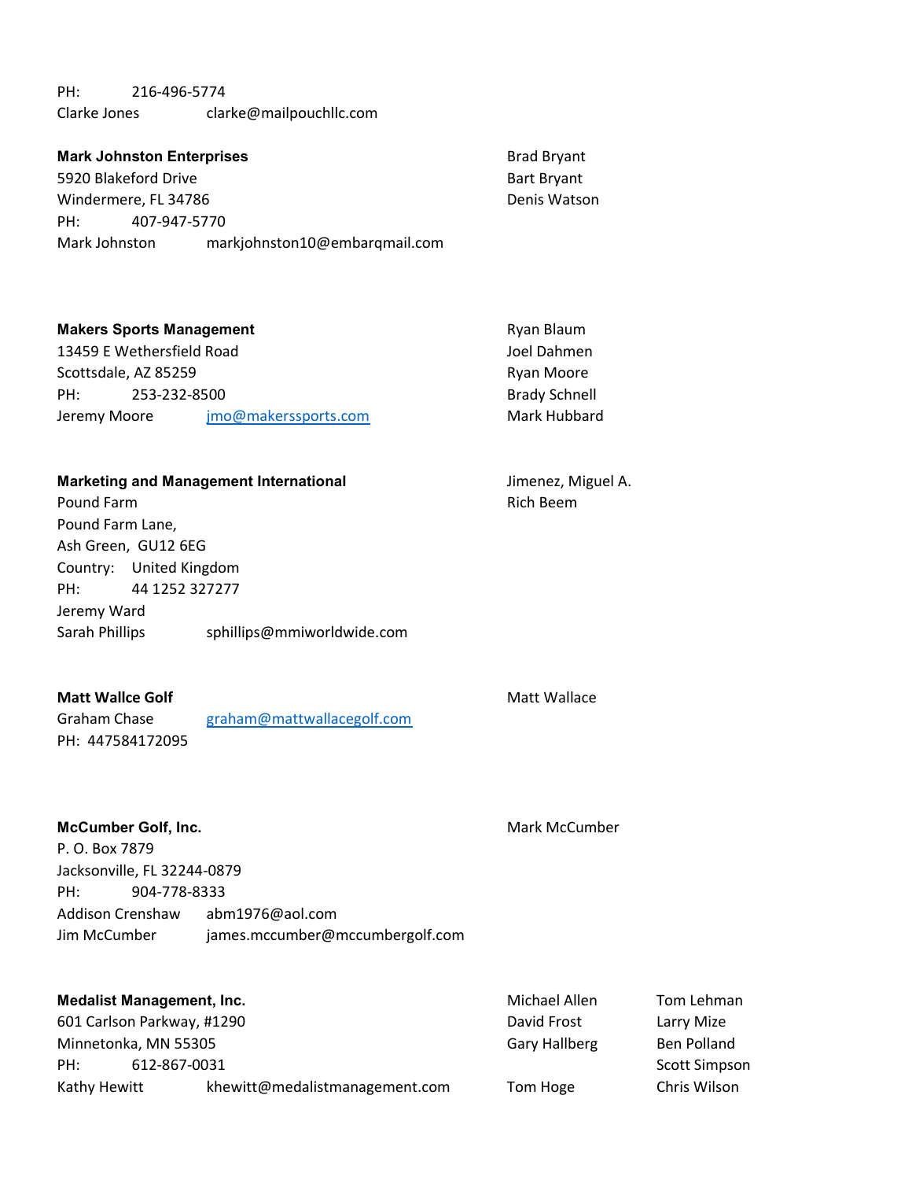PH: 216-496-5774
Clarke Jones clarke@mailpouchllc.com

**Mark Johnston Enterprises**
5920 Blakeford Drive
Windermere, FL 34786
PH: 407-947-5770
Mark Johnston markjohnston10@embarqmail.com

Brad Bryant
Bart Bryant
Denis Watson

**Makers Sports Management**
13459 E Wethersfield Road
Scottsdale, AZ 85259
PH: 253-232-8500
Jeremy Moore jmo@makerssports.com

Ryan Blaum
Joel Dahmen
Ryan Moore
Brady Schnell
Mark Hubbard

**Marketing and Management International**
Pound Farm
Pound Farm Lane,
Ash Green, GU12 6EG
Country: United Kingdom
PH: 44 1252 327277
Jeremy Ward
Sarah Phillips sphillips@mmiworldwide.com

Jimenez, Miguel A.
Rich Beem

**Matt Wallce Golf**
Graham Chase graham@mattwallacegolf.com
PH: 447584172095

Matt Wallace

**McCumber Golf, Inc.**
P. O. Box 7879
Jacksonville, FL 32244-0879
PH: 904-778-8333
Addison Crenshaw abm1976@aol.com
Jim McCumber james.mccumber@mccumbergolf.com

Mark McCumber

**Medalist Management, Inc.**
601 Carlson Parkway, #1290
Minnetonka, MN 55305
PH: 612-867-0031
Kathy Hewitt khewitt@medalistmanagement.com

Michael Allen
David Frost
Gary Hallberg
Tom Hoge
Tom Lehman
Larry Mize
Ben Polland
Scott Simpson
Chris Wilson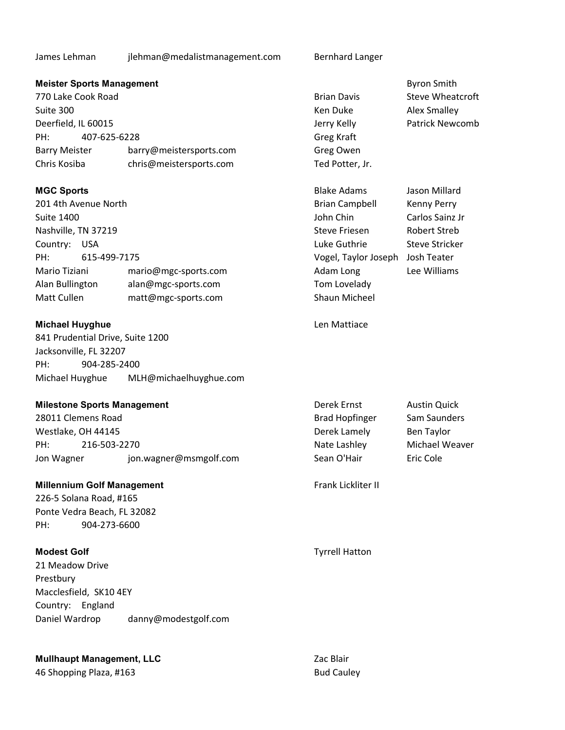James Lehman jlehman@medalistmanagement.com

Bernhard Langer

**Meister Sports Management**
770 Lake Cook Road
Suite 300
Deerfield, IL 60015
PH: 407-625-6228
Barry Meister barry@meistersports.com
Chris Kosiba chris@meistersports.com

Brian Davis
Ken Duke
Jerry Kelly
Greg Kraft
Greg Owen
Ted Potter, Jr.
Byron Smith
Steve Wheatcroft
Alex Smalley
Patrick Newcomb

**MGC Sports**
201 4th Avenue North
Suite 1400
Nashville, TN 37219
Country: USA
PH: 615-499-7175
Mario Tiziani mario@mgc-sports.com
Alan Bullington alan@mgc-sports.com
Matt Cullen matt@mgc-sports.com

Blake Adams
Brian Campbell
John Chin
Steve Friesen
Luke Guthrie
Vogel, Taylor Joseph
Adam Long
Tom Lovelady
Shaun Micheel
Jason Millard
Kenny Perry
Carlos Sainz Jr
Robert Streb
Steve Stricker
Josh Teater
Lee Williams

**Michael Huyghue**
841 Prudential Drive, Suite 1200
Jacksonville, FL 32207
PH: 904-285-2400
Michael Huyghue MLH@michaelhuyghue.com

Len Mattiace

**Milestone Sports Management**
28011 Clemens Road
Westlake, OH 44145
PH: 216-503-2270
Jon Wagner jon.wagner@msmgolf.com

Derek Ernst
Brad Hopfinger
Derek Lamely
Nate Lashley
Sean O'Hair
Austin Quick
Sam Saunders
Ben Taylor
Michael Weaver
Eric Cole

**Millennium Golf Management**
226-5 Solana Road, #165
Ponte Vedra Beach, FL 32082
PH: 904-273-6600

Frank Lickliter II

**Modest Golf**
21 Meadow Drive
Prestbury
Macclesfield, SK10 4EY
Country: England
Daniel Wardrop danny@modestgolf.com

Tyrrell Hatton

**Mullhaupt Management, LLC**
46 Shopping Plaza, #163

Zac Blair
Bud Cauley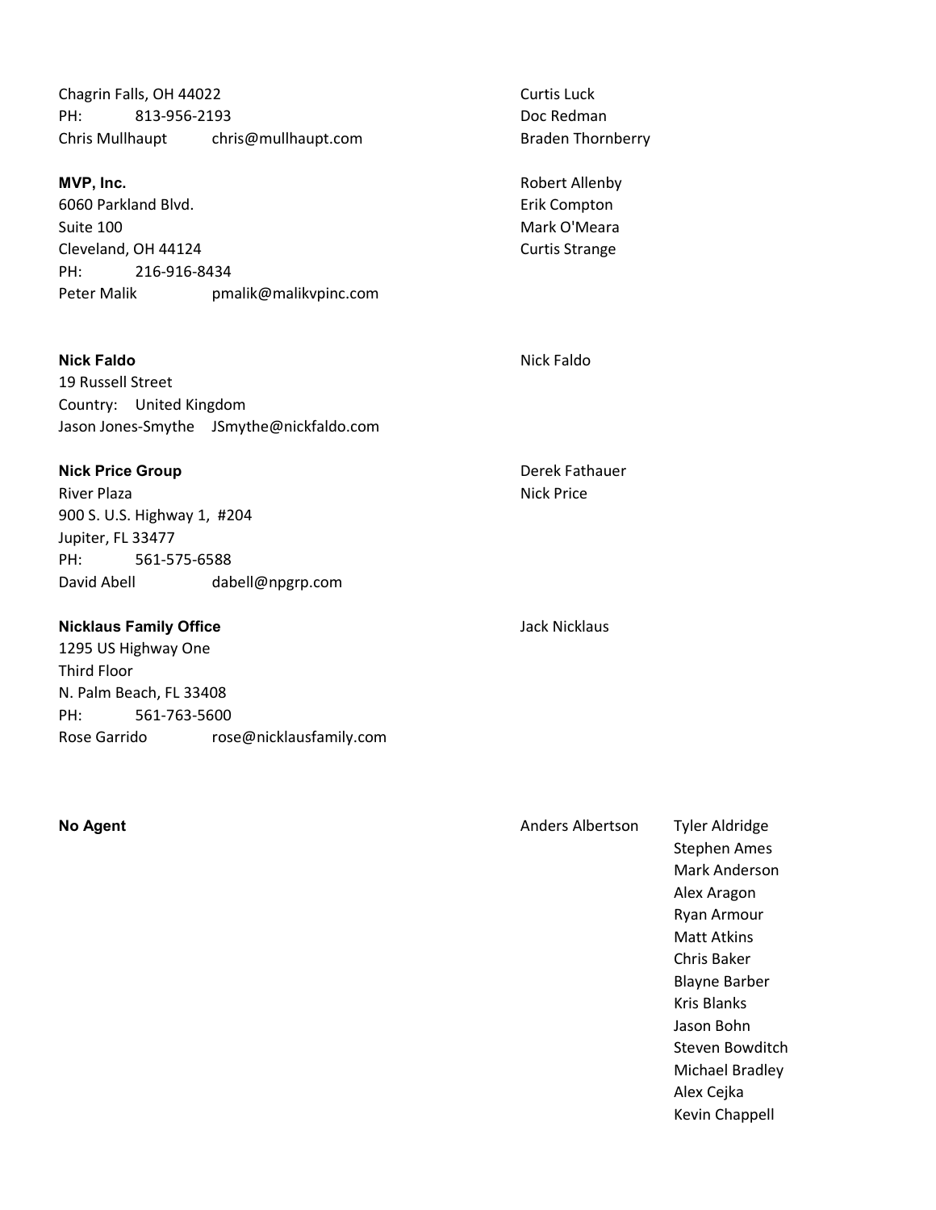Chagrin Falls, OH 44022
PH: 813-956-2193
Chris Mullhaupt chris@mullhaupt.com

Curtis Luck
Doc Redman
Braden Thornberry

**MVP, Inc.**
6060 Parkland Blvd.
Suite 100
Cleveland, OH 44124
PH: 216-916-8434
Peter Malik pmalik@malikvpinc.com

Robert Allenby
Erik Compton
Mark O'Meara
Curtis Strange

**Nick Faldo**
19 Russell Street
Country: United Kingdom
Jason Jones-Smythe JSmythe@nickfaldo.com

Nick Faldo

**Nick Price Group**
River Plaza
900 S. U.S. Highway 1, #204
Jupiter, FL 33477
PH: 561-575-6588
David Abell dabell@npgrp.com

Derek Fathauer
Nick Price

**Nicklaus Family Office**
1295 US Highway One
Third Floor
N. Palm Beach, FL 33408
PH: 561-763-5600
Rose Garrido rose@nicklausfamily.com

Jack Nicklaus

**No Agent**

Anders Albertson
Tyler Aldridge
Stephen Ames
Mark Anderson
Alex Aragon
Ryan Armour
Matt Atkins
Chris Baker
Blayne Barber
Kris Blanks
Jason Bohn
Steven Bowditch
Michael Bradley
Alex Cejka
Kevin Chappell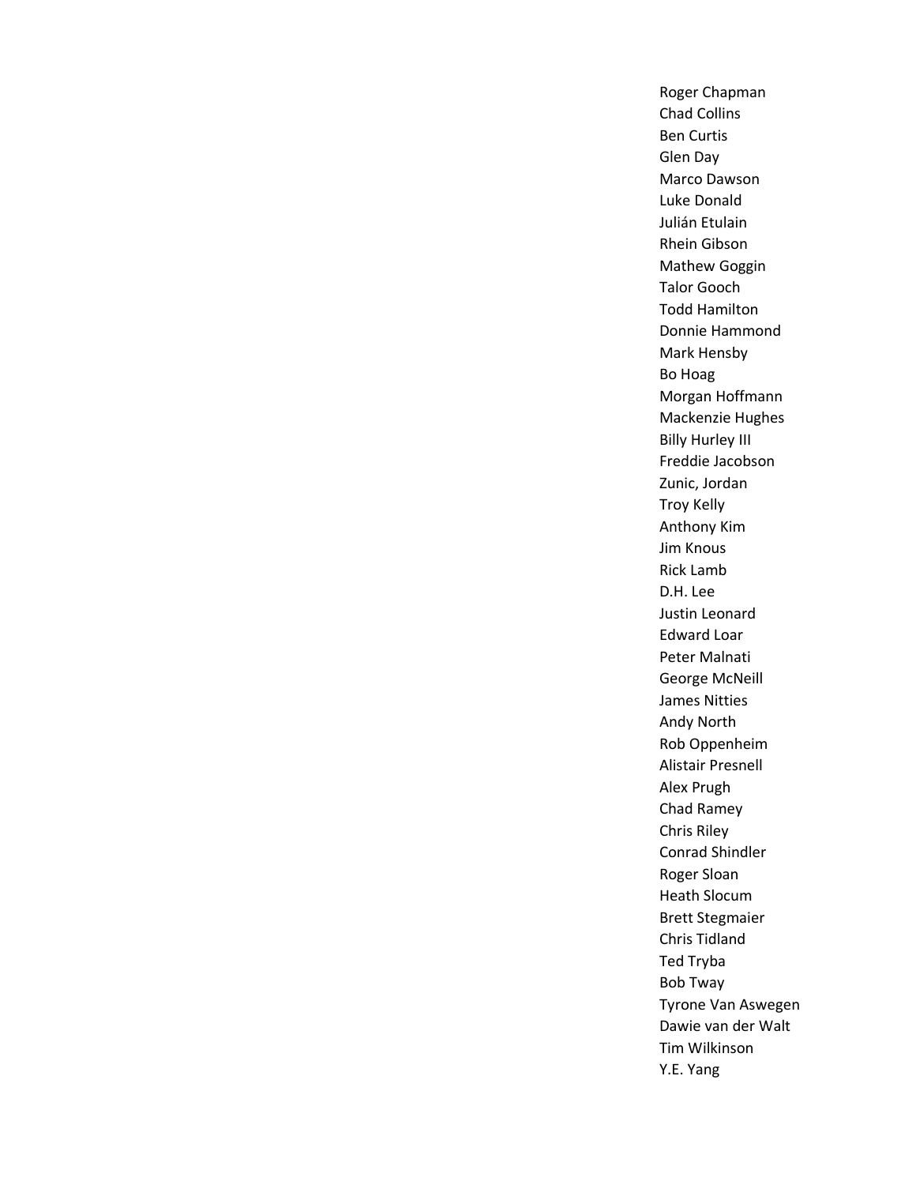Roger Chapman
Chad Collins
Ben Curtis
Glen Day
Marco Dawson
Luke Donald
Julián Etulain
Rhein Gibson
Mathew Goggin
Talor Gooch
Todd Hamilton
Donnie Hammond
Mark Hensby
Bo Hoag
Morgan Hoffmann
Mackenzie Hughes
Billy Hurley III
Freddie Jacobson
Zunic, Jordan
Troy Kelly
Anthony Kim
Jim Knous
Rick Lamb
D.H. Lee
Justin Leonard
Edward Loar
Peter Malnati
George McNeill
James Nitties
Andy North
Rob Oppenheim
Alistair Presnell
Alex Prugh
Chad Ramey
Chris Riley
Conrad Shindler
Roger Sloan
Heath Slocum
Brett Stegmaier
Chris Tidland
Ted Tryba
Bob Tway
Tyrone Van Aswegen
Dawie van der Walt
Tim Wilkinson
Y.E. Yang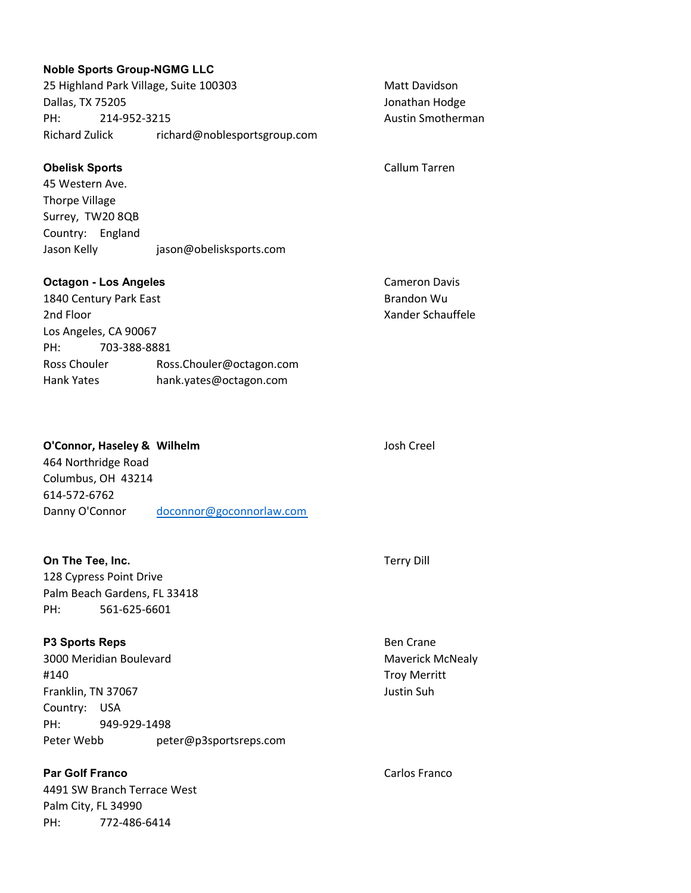**Noble Sports Group-NGMG LLC**
25 Highland Park Village, Suite 100303
Dallas, TX 75205
PH: 214-952-3215
Richard Zulick richard@noblesportsgroup.com

Matt Davidson
Jonathan Hodge
Austin Smotherman

**Obelisk Sports**
45 Western Ave.
Thorpe Village
Surrey, TW20 8QB
Country: England
Jason Kelly jason@obelisksports.com

Callum Tarren

**Octagon - Los Angeles**
1840 Century Park East
2nd Floor
Los Angeles, CA 90067
PH: 703-388-8881
Ross Chouler Ross.Chouler@octagon.com
Hank Yates hank.yates@octagon.com

Cameron Davis
Brandon Wu
Xander Schauffele

**O'Connor, Haseley & Wilhelm**
464 Northridge Road
Columbus, OH 43214
614-572-6762
Danny O'Connor doconnor@goconnorlaw.com

Josh Creel

**On The Tee, Inc.**
128 Cypress Point Drive
Palm Beach Gardens, FL 33418
PH: 561-625-6601

Terry Dill

**P3 Sports Reps**
3000 Meridian Boulevard
#140
Franklin, TN 37067
Country: USA
PH: 949-929-1498
Peter Webb peter@p3sportsreps.com

Ben Crane
Maverick McNealy
Troy Merritt
Justin Suh

**Par Golf Franco**
4491 SW Branch Terrace West
Palm City, FL 34990
PH: 772-486-6414

Carlos Franco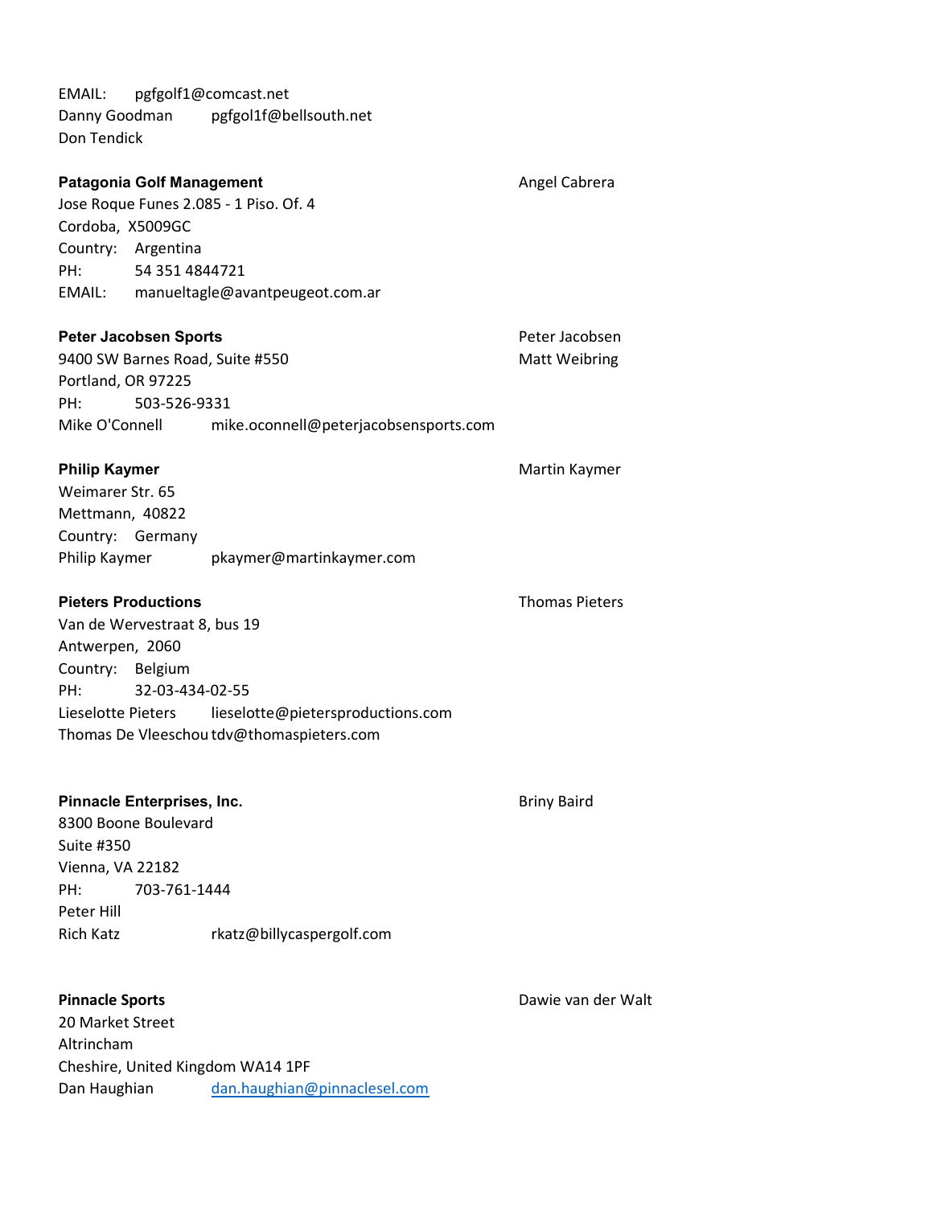EMAIL: pgfgolf1@comcast.net
Danny Goodman pgfgol1f@bellsouth.net
Don Tendick

**Patagonia Golf Management** — Angel Cabrera
Jose Roque Funes 2.085 - 1 Piso. Of. 4
Cordoba, X5009GC
Country: Argentina
PH: 54 351 4844721
EMAIL: manueltagle@avantpeugeot.com.ar

**Peter Jacobsen Sports** — Peter Jacobsen, Matt Weibring
9400 SW Barnes Road, Suite #550
Portland, OR 97225
PH: 503-526-9331
Mike O'Connell mike.oconnell@peterjacobsensports.com

**Philip Kaymer** — Martin Kaymer
Weimarer Str. 65
Mettmann, 40822
Country: Germany
Philip Kaymer pkaymer@martinkaymer.com

**Pieters Productions** — Thomas Pieters
Van de Wervestraat 8, bus 19
Antwerpen, 2060
Country: Belgium
PH: 32-03-434-02-55
Lieselotte Pieters lieselotte@pietersproductions.com
Thomas De Vleeschou tdv@thomaspieters.com

**Pinnacle Enterprises, Inc.** — Briny Baird
8300 Boone Boulevard
Suite #350
Vienna, VA 22182
PH: 703-761-1444
Peter Hill
Rich Katz rkatz@billycaspergolf.com

**Pinnacle Sports** — Dawie van der Walt
20 Market Street
Altrincham
Cheshire, United Kingdom WA14 1PF
Dan Haughian dan.haughian@pinnaclesel.com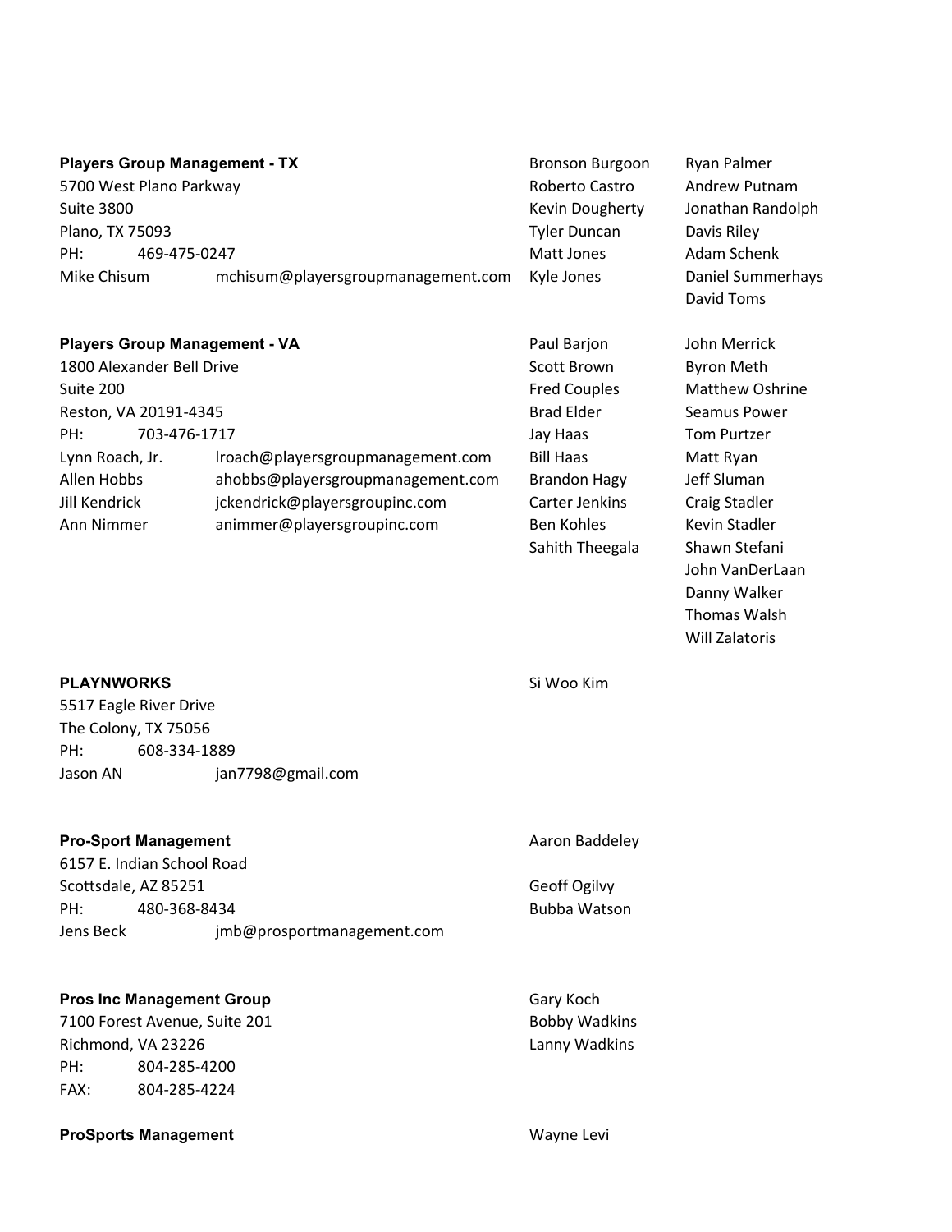**Players Group Management - TX**

5700 West Plano Parkway
Suite 3800
Plano, TX 75093
PH: 469-475-0247
Mike Chisum mchisum@playersgroupmanagement.com

Bronson Burgoon
Roberto Castro
Kevin Dougherty
Tyler Duncan
Matt Jones
Kyle Jones
Ryan Palmer
Andrew Putnam
Jonathan Randolph
Davis Riley
Adam Schenk
Daniel Summerhays
David Toms

**Players Group Management - VA**

1800 Alexander Bell Drive
Suite 200
Reston, VA 20191-4345
PH: 703-476-1717
Lynn Roach, Jr. lroach@playersgroupmanagement.com
Allen Hobbs ahobbs@playersgroupmanagement.com
Jill Kendrick jckendrick@playersgroupinc.com
Ann Nimmer animmer@playersgroupinc.com

Paul Barjon
Scott Brown
Fred Couples
Brad Elder
Jay Haas
Bill Haas
Brandon Hagy
Carter Jenkins
Ben Kohles
Sahith Theegala
John Merrick
Byron Meth
Matthew Oshrine
Seamus Power
Tom Purtzer
Matt Ryan
Jeff Sluman
Craig Stadler
Kevin Stadler
Shawn Stefani
John VanDerLaan
Danny Walker
Thomas Walsh
Will Zalatoris

**PLAYNWORKS**

5517 Eagle River Drive
The Colony, TX 75056
PH: 608-334-1889
Jason AN jan7798@gmail.com

Si Woo Kim

**Pro-Sport Management**

6157 E. Indian School Road
Scottsdale, AZ 85251
PH: 480-368-8434
Jens Beck jmb@prosportmanagement.com

Aaron Baddeley
Geoff Ogilvy
Bubba Watson

**Pros Inc Management Group**

7100 Forest Avenue, Suite 201
Richmond, VA 23226
PH: 804-285-4200
FAX: 804-285-4224

Gary Koch
Bobby Wadkins
Lanny Wadkins

**ProSports Management**

Wayne Levi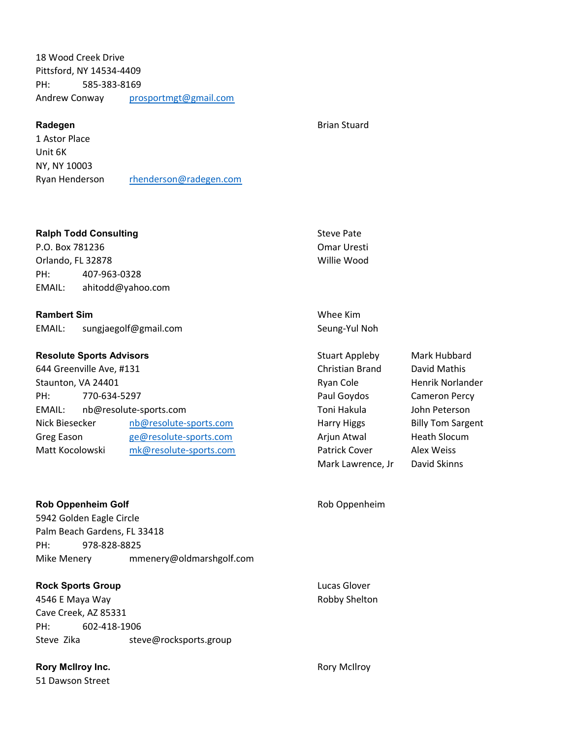18 Wood Creek Drive
Pittsford, NY 14534-4409
PH: 585-383-8169
Andrew Conway prosportmgt@gmail.com

**Radegen**
1 Astor Place
Unit 6K
NY, NY 10003
Ryan Henderson rhenderson@radegen.com

Brian Stuard

**Ralph Todd Consulting**
P.O. Box 781236
Orlando, FL 32878
PH: 407-963-0328
EMAIL: ahitodd@yahoo.com

Steve Pate
Omar Uresti
Willie Wood

**Rambert Sim**
EMAIL: sungjaegolf@gmail.com

Whee Kim
Seung-Yul Noh

**Resolute Sports Advisors**
644 Greenville Ave, #131
Staunton, VA 24401
PH: 770-634-5297
EMAIL: nb@resolute-sports.com
Nick Biesecker nb@resolute-sports.com
Greg Eason ge@resolute-sports.com
Matt Kocolowski mk@resolute-sports.com

Stuart Appleby
Christian Brand
Ryan Cole
Paul Goydos
Toni Hakula
Harry Higgs
Arjun Atwal
Patrick Cover
Mark Lawrence, Jr
Mark Hubbard
David Mathis
Henrik Norlander
Cameron Percy
John Peterson
Billy Tom Sargent
Heath Slocum
Alex Weiss
David Skinns

**Rob Oppenheim Golf**
5942 Golden Eagle Circle
Palm Beach Gardens, FL 33418
PH: 978-828-8825
Mike Menery mmenery@oldmarshgolf.com

Rob Oppenheim

**Rock Sports Group**
4546 E Maya Way
Cave Creek, AZ 85331
PH: 602-418-1906
Steve Zika steve@rocksports.group

Lucas Glover
Robby Shelton

**Rory McIlroy Inc.**
51 Dawson Street

Rory McIlroy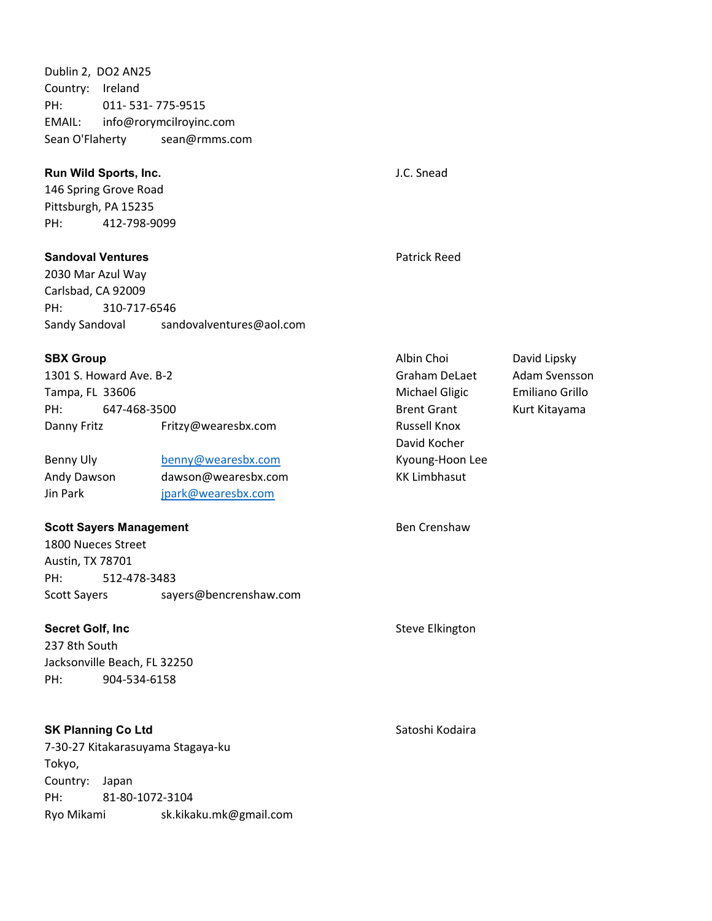Dublin 2, DO2 AN25
Country: Ireland
PH: 011- 531- 775-9515
EMAIL: info@rorymcilroyinc.com
Sean O'Flaherty sean@rmms.com

**Run Wild Sports, Inc.**
146 Spring Grove Road
Pittsburgh, PA 15235
PH: 412-798-9099

J.C. Snead

**Sandoval Ventures**
2030 Mar Azul Way
Carlsbad, CA 92009
PH: 310-717-6546
Sandy Sandoval sandovalventures@aol.com

Patrick Reed

**SBX Group**
1301 S. Howard Ave. B-2
Tampa, FL 33606
PH: 647-468-3500
Danny Fritz Fritzy@wearesbx.com

Benny Uly benny@wearesbx.com
Andy Dawson dawson@wearesbx.com
Jin Park jpark@wearesbx.com

Albin Choi
Graham DeLaet
Michael Gligic
Brent Grant
Russell Knox
David Kocher
Kyoung-Hoon Lee
KK Limbhasut
David Lipsky
Adam Svensson
Emiliano Grillo
Kurt Kitayama

**Scott Sayers Management**
1800 Nueces Street
Austin, TX 78701
PH: 512-478-3483
Scott Sayers sayers@bencrenshaw.com

Ben Crenshaw

**Secret Golf, Inc**
237 8th South
Jacksonville Beach, FL 32250
PH: 904-534-6158

Steve Elkington

**SK Planning Co Ltd**
7-30-27 Kitakarasuyama Stagaya-ku
Tokyo,
Country: Japan
PH: 81-80-1072-3104
Ryo Mikami sk.kikaku.mk@gmail.com

Satoshi Kodaira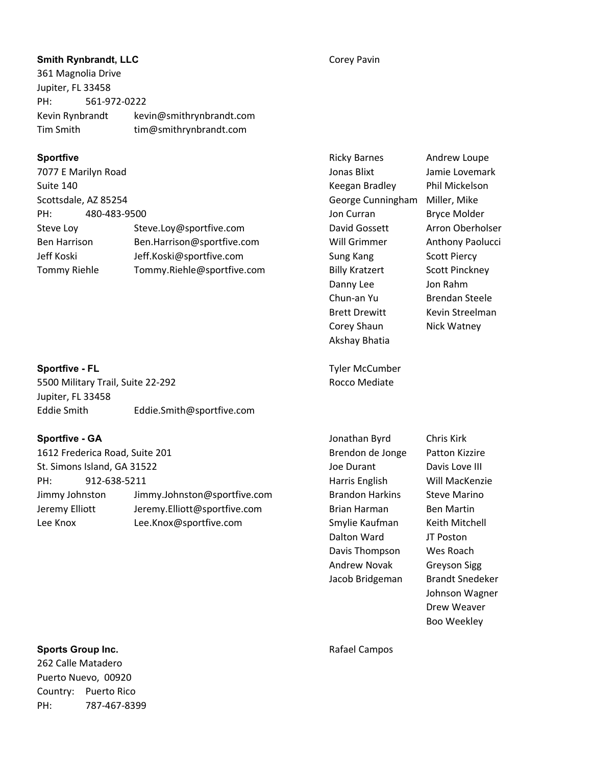**Smith Rynbrandt, LLC**
361 Magnolia Drive
Jupiter, FL 33458
PH: 561-972-0222
Kevin Rynbrandt kevin@smithrynbrandt.com
Tim Smith tim@smithrynbrandt.com

Corey Pavin

**Sportfive**
7077 E Marilyn Road
Suite 140
Scottsdale, AZ 85254
PH: 480-483-9500
Steve Loy Steve.Loy@sportfive.com
Ben Harrison Ben.Harrison@sportfive.com
Jeff Koski Jeff.Koski@sportfive.com
Tommy Riehle Tommy.Riehle@sportfive.com

Ricky Barnes
Jonas Blixt
Keegan Bradley
George Cunningham
Jon Curran
David Gossett
Will Grimmer
Sung Kang
Billy Kratzert
Danny Lee
Chun-an Yu
Brett Drewitt
Corey Shaun
Akshay Bhatia
Andrew Loupe
Jamie Lovemark
Phil Mickelson
Miller, Mike
Bryce Molder
Arron Oberholser
Anthony Paolucci
Scott Piercy
Scott Pinckney
Jon Rahm
Brendan Steele
Kevin Streelman
Nick Watney

**Sportfive - FL**
5500 Military Trail, Suite 22-292
Jupiter, FL 33458
Eddie Smith Eddie.Smith@sportfive.com

Tyler McCumber
Rocco Mediate

**Sportfive - GA**
1612 Frederica Road, Suite 201
St. Simons Island, GA 31522
PH: 912-638-5211
Jimmy Johnston Jimmy.Johnston@sportfive.com
Jeremy Elliott Jeremy.Elliott@sportfive.com
Lee Knox Lee.Knox@sportfive.com

Jonathan Byrd
Brendon de Jonge
Joe Durant
Harris English
Brandon Harkins
Brian Harman
Smylie Kaufman
Dalton Ward
Davis Thompson
Andrew Novak
Jacob Bridgeman
Chris Kirk
Patton Kizzire
Davis Love III
Will MacKenzie
Steve Marino
Ben Martin
Keith Mitchell
JT Poston
Wes Roach
Greyson Sigg
Brandt Snedeker
Johnson Wagner
Drew Weaver
Boo Weekley

**Sports Group Inc.**
262 Calle Matadero
Puerto Nuevo, 00920
Country: Puerto Rico
PH: 787-467-8399

Rafael Campos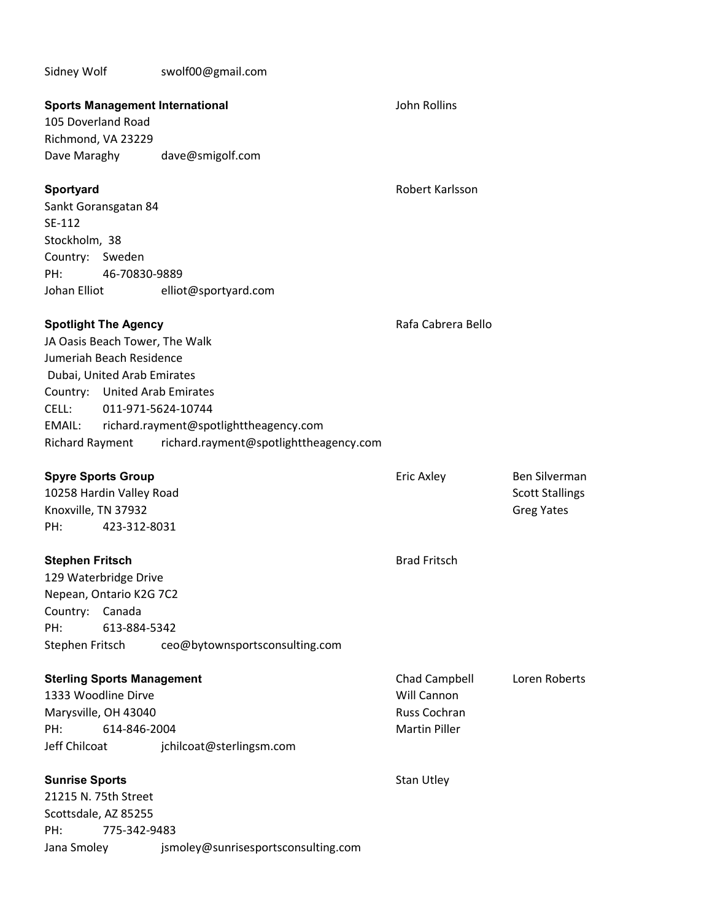Sidney Wolf swolf00@gmail.com

**Sports Management International**
105 Doverland Road
Richmond, VA 23229
Dave Maraghy dave@smigolf.com

John Rollins

**Sportyard**
Sankt Goransgatan 84
SE-112
Stockholm, 38
Country: Sweden
PH: 46-70830-9889
Johan Elliot elliot@sportyard.com

Robert Karlsson

**Spotlight The Agency**
JA Oasis Beach Tower, The Walk
Jumeriah Beach Residence
Dubai, United Arab Emirates
Country: United Arab Emirates
CELL: 011-971-5624-10744
EMAIL: richard.rayment@spotlighttheagency.com
Richard Rayment richard.rayment@spotlighttheagency.com

Rafa Cabrera Bello

**Spyre Sports Group**
10258 Hardin Valley Road
Knoxville, TN 37932
PH: 423-312-8031

Eric Axley
Ben Silverman
Scott Stallings
Greg Yates

**Stephen Fritsch**
129 Waterbridge Drive
Nepean, Ontario K2G 7C2
Country: Canada
PH: 613-884-5342
Stephen Fritsch ceo@bytownsportsconsulting.com

Brad Fritsch

**Sterling Sports Management**
1333 Woodline Dirve
Marysville, OH 43040
PH: 614-846-2004
Jeff Chilcoat jchilcoat@sterlingsm.com

Chad Campbell
Will Cannon
Russ Cochran
Martin Piller
Loren Roberts

**Sunrise Sports**
21215 N. 75th Street
Scottsdale, AZ 85255
PH: 775-342-9483
Jana Smoley jsmoley@sunrisesportsconsulting.com

Stan Utley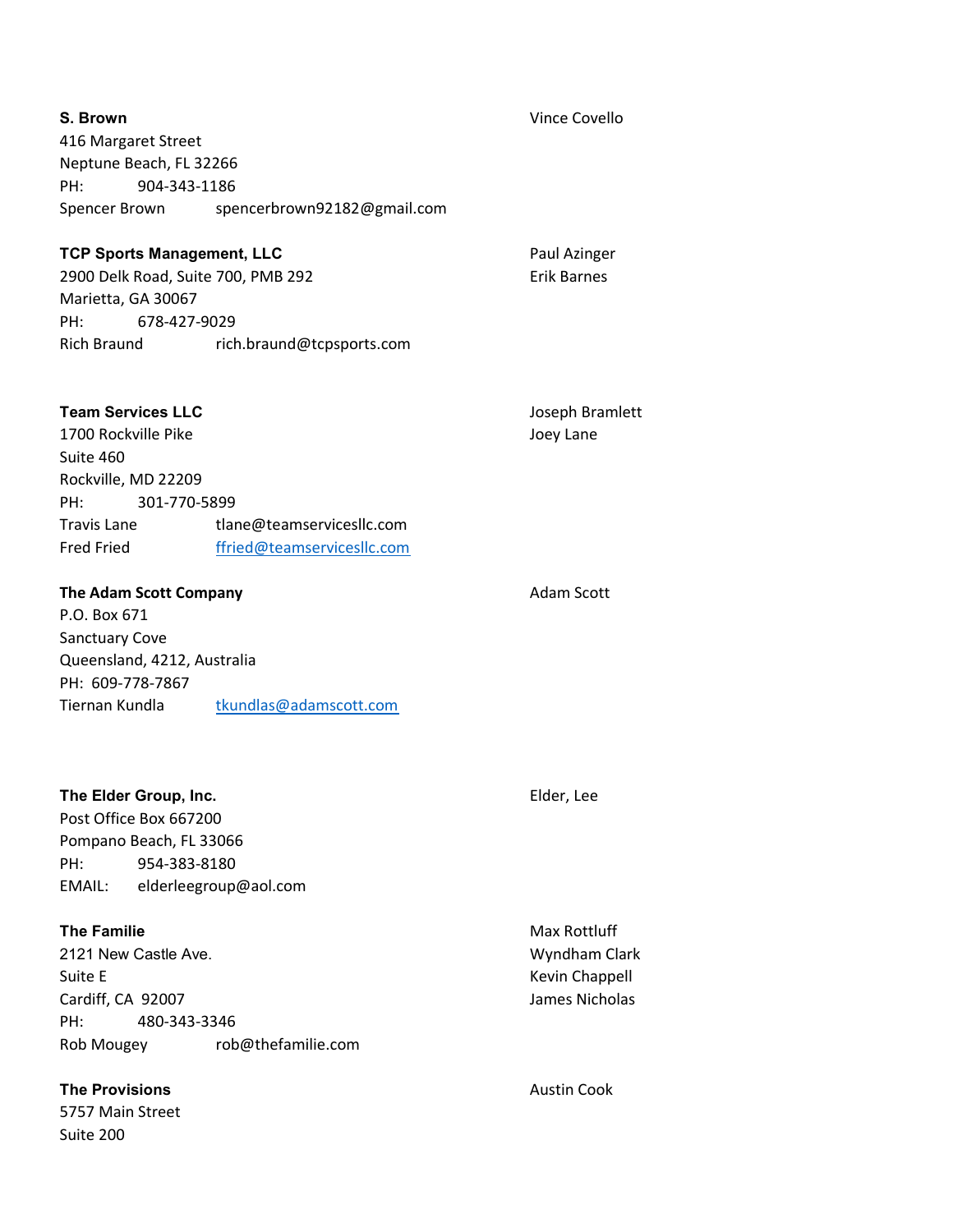**S. Brown**
416 Margaret Street
Neptune Beach, FL 32266
PH: 904-343-1186
Spencer Brown spencerbrown92182@gmail.com

Vince Covello

**TCP Sports Management, LLC**
2900 Delk Road, Suite 700, PMB 292
Marietta, GA 30067
PH: 678-427-9029
Rich Braund rich.braund@tcpsports.com

Paul Azinger
Erik Barnes

**Team Services LLC**
1700 Rockville Pike
Suite 460
Rockville, MD 22209
PH: 301-770-5899
Travis Lane tlane@teamservicesllc.com
Fred Fried ffried@teamservicesllc.com

Joseph Bramlett
Joey Lane

**The Adam Scott Company**
P.O. Box 671
Sanctuary Cove
Queensland, 4212, Australia
PH: 609-778-7867
Tiernan Kundla tkundlas@adamscott.com

Adam Scott

**The Elder Group, Inc.**
Post Office Box 667200
Pompano Beach, FL 33066
PH: 954-383-8180
EMAIL: elderleegroup@aol.com

Elder, Lee

**The Familie**
2121 New Castle Ave.
Suite E
Cardiff, CA 92007
PH: 480-343-3346
Rob Mougey rob@thefamilie.com

Max Rottluff
Wyndham Clark
Kevin Chappell
James Nicholas

**The Provisions**
5757 Main Street
Suite 200

Austin Cook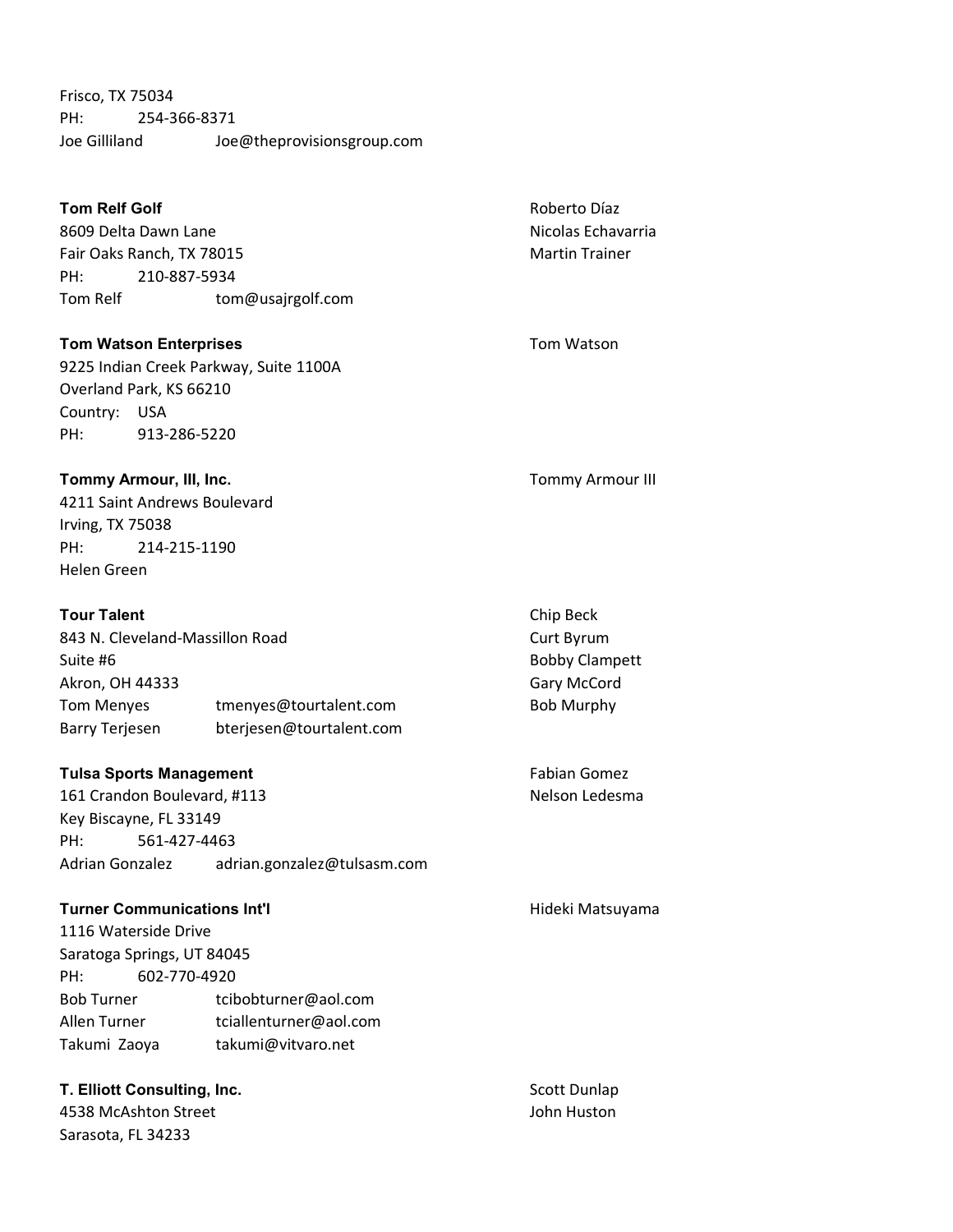Frisco, TX 75034
PH: 254-366-8371
Joe Gilliland Joe@theprovisionsgroup.com

**Tom Relf Golf**
8609 Delta Dawn Lane
Fair Oaks Ranch, TX 78015
PH: 210-887-5934
Tom Relf tom@usajrgolf.com

Roberto Díaz
Nicolas Echavarria
Martin Trainer

**Tom Watson Enterprises**
9225 Indian Creek Parkway, Suite 1100A
Overland Park, KS 66210
Country: USA
PH: 913-286-5220

Tom Watson

**Tommy Armour, III, Inc.**
4211 Saint Andrews Boulevard
Irving, TX 75038
PH: 214-215-1190
Helen Green

Tommy Armour III

**Tour Talent**
843 N. Cleveland-Massillon Road
Suite #6
Akron, OH 44333
Tom Menyes tmenyes@tourtalent.com
Barry Terjesen bterjesen@tourtalent.com

Chip Beck
Curt Byrum
Bobby Clampett
Gary McCord
Bob Murphy

**Tulsa Sports Management**
161 Crandon Boulevard, #113
Key Biscayne, FL 33149
PH: 561-427-4463
Adrian Gonzalez adrian.gonzalez@tulsasm.com

Fabian Gomez
Nelson Ledesma

**Turner Communications Int'l**
1116 Waterside Drive
Saratoga Springs, UT 84045
PH: 602-770-4920
Bob Turner tcibobturner@aol.com
Allen Turner tciallenturner@aol.com
Takumi Zaoya takumi@vitvaro.net

Hideki Matsuyama

**T. Elliott Consulting, Inc.**
4538 McAshton Street
Sarasota, FL 34233

Scott Dunlap
John Huston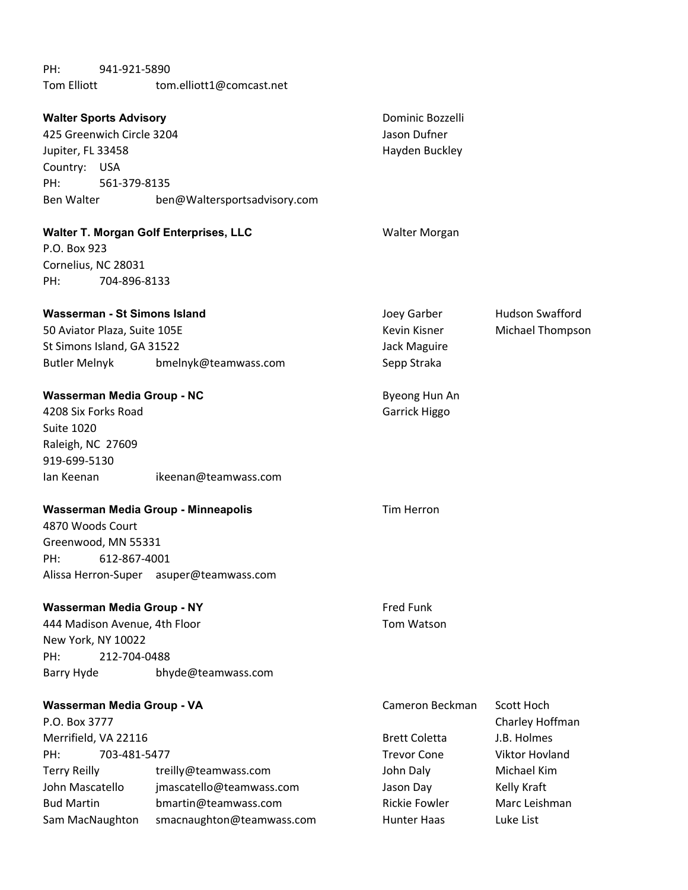PH: 941-921-5890
Tom Elliott tom.elliott1@comcast.net

**Walter Sports Advisory**
425 Greenwich Circle 3204
Jupiter, FL 33458
Country: USA
PH: 561-379-8135
Ben Walter ben@Waltersportsadvisory.com

Dominic Bozzelli
Jason Dufner
Hayden Buckley

**Walter T. Morgan Golf Enterprises, LLC**
P.O. Box 923
Cornelius, NC 28031
PH: 704-896-8133

Walter Morgan

**Wasserman - St Simons Island**
50 Aviator Plaza, Suite 105E
St Simons Island, GA 31522
Butler Melnyk bmelnyk@teamwass.com

Joey Garber
Kevin Kisner
Jack Maguire
Sepp Straka
Hudson Swafford
Michael Thompson

**Wasserman Media Group - NC**
4208 Six Forks Road
Suite 1020
Raleigh, NC 27609
919-699-5130
Ian Keenan ikeenan@teamwass.com

Byeong Hun An
Garrick Higgo

**Wasserman Media Group - Minneapolis**
4870 Woods Court
Greenwood, MN 55331
PH: 612-867-4001
Alissa Herron-Super asuper@teamwass.com

Tim Herron

**Wasserman Media Group - NY**
444 Madison Avenue, 4th Floor
New York, NY 10022
PH: 212-704-0488
Barry Hyde bhyde@teamwass.com

Fred Funk
Tom Watson

**Wasserman Media Group - VA**
P.O. Box 3777
Merrifield, VA 22116
PH: 703-481-5477
Terry Reilly treilly@teamwass.com
John Mascatello jmascatello@teamwass.com
Bud Martin bmartin@teamwass.com
Sam MacNaughton smacnaughton@teamwass.com

Cameron Beckman
Brett Coletta
Trevor Cone
John Daly
Jason Day
Rickie Fowler
Hunter Haas
Scott Hoch
Charley Hoffman
J.B. Holmes
Viktor Hovland
Michael Kim
Kelly Kraft
Marc Leishman
Luke List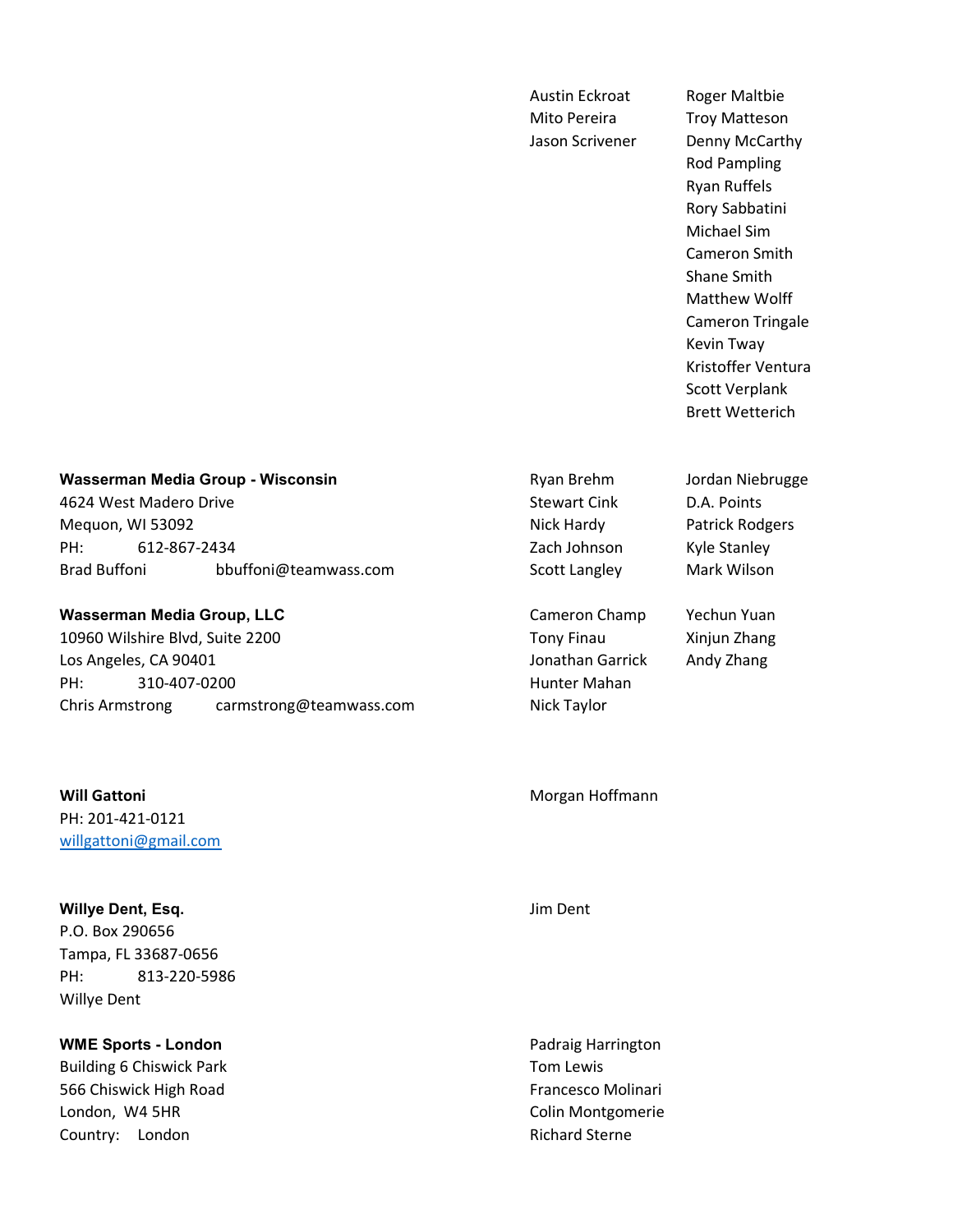Austin Eckroat
Mito Pereira
Jason Scrivener
Roger Maltbie
Troy Matteson
Denny McCarthy
Rod Pampling
Ryan Ruffels
Rory Sabbatini
Michael Sim
Cameron Smith
Shane Smith
Matthew Wolff
Cameron Tringale
Kevin Tway
Kristoffer Ventura
Scott Verplank
Brett Wetterich

**Wasserman Media Group - Wisconsin**
4624 West Madero Drive
Mequon, WI 53092
PH: 612-867-2434
Brad Buffoni bbuffoni@teamwass.com

Ryan Brehm
Stewart Cink
Nick Hardy
Zach Johnson
Scott Langley
Jordan Niebrugge
D.A. Points
Patrick Rodgers
Kyle Stanley
Mark Wilson

**Wasserman Media Group, LLC**
10960 Wilshire Blvd, Suite 2200
Los Angeles, CA 90401
PH: 310-407-0200
Chris Armstrong carmstrong@teamwass.com

Cameron Champ
Tony Finau
Jonathan Garrick
Hunter Mahan
Nick Taylor
Yechun Yuan
Xinjun Zhang
Andy Zhang

**Will Gattoni**
PH: 201-421-0121
willgattoni@gmail.com

Morgan Hoffmann

**Willye Dent, Esq.**
P.O. Box 290656
Tampa, FL 33687-0656
PH: 813-220-5986
Willye Dent

Jim Dent

**WME Sports - London**
Building 6 Chiswick Park
566 Chiswick High Road
London, W4 5HR
Country: London

Padraig Harrington
Tom Lewis
Francesco Molinari
Colin Montgomerie
Richard Sterne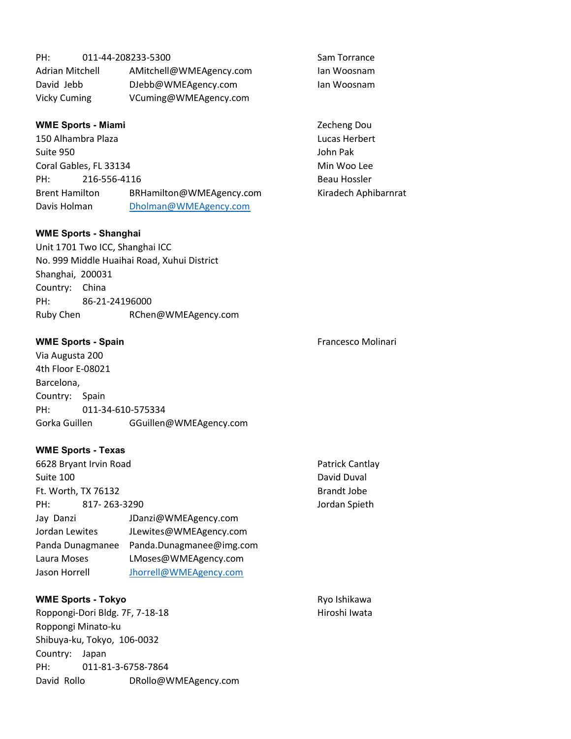PH: 011-44-208233-5300

| | | |
|---|---|---|
| Adrian Mitchell | AMitchell@WMEAgency.com | Sam Torrance |
| David Jebb | DJebb@WMEAgency.com | Ian Woosnam |
| Vicky Cuming | VCuming@WMEAgency.com | Ian Woosnam |

**WME Sports - Miami**

150 Alhambra Plaza
Suite 950
Coral Gables, FL 33134
PH: 216-556-4116

| | | |
|---|---|---|
| Brent Hamilton | BRHamilton@WMEAgency.com | Zecheng Dou |
| Davis Holman | Dholman@WMEAgency.com | Lucas Herbert |
| | | John Pak |
| | | Min Woo Lee |
| | | Beau Hossler |
| | | Kiradech Aphibarnrat |

**WME Sports - Shanghai**

Unit 1701 Two ICC, Shanghai ICC
No. 999 Middle Huaihai Road, Xuhui District
Shanghai, 200031
Country: China
PH: 86-21-24196000

| | |
|---|---|
| Ruby Chen | RChen@WMEAgency.com |

**WME Sports - Spain**

Via Augusta 200
4th Floor E-08021
Barcelona,
Country: Spain
PH: 011-34-610-575334

| | | |
|---|---|---|
| Gorka Guillen | GGuillen@WMEAgency.com | Francesco Molinari |

**WME Sports - Texas**

6628 Bryant Irvin Road
Suite 100
Ft. Worth, TX 76132
PH: 817- 263-3290

| | | |
|---|---|---|
| Jay Danzi | JDanzi@WMEAgency.com | Patrick Cantlay |
| Jordan Lewites | JLewites@WMEAgency.com | David Duval |
| Panda Dunagmanee | Panda.Dunagmanee@img.com | Brandt Jobe |
| Laura Moses | LMoses@WMEAgency.com | Jordan Spieth |
| Jason Horrell | Jhorrell@WMEAgency.com | |

**WME Sports - Tokyo**

Roppongi-Dori Bldg. 7F, 7-18-18
Roppongi Minato-ku
Shibuya-ku, Tokyo, 106-0032
Country: Japan
PH: 011-81-3-6758-7864

| | | |
|---|---|---|
| David Rollo | DRollo@WMEAgency.com | Ryo Ishikawa |
| | | Hiroshi Iwata |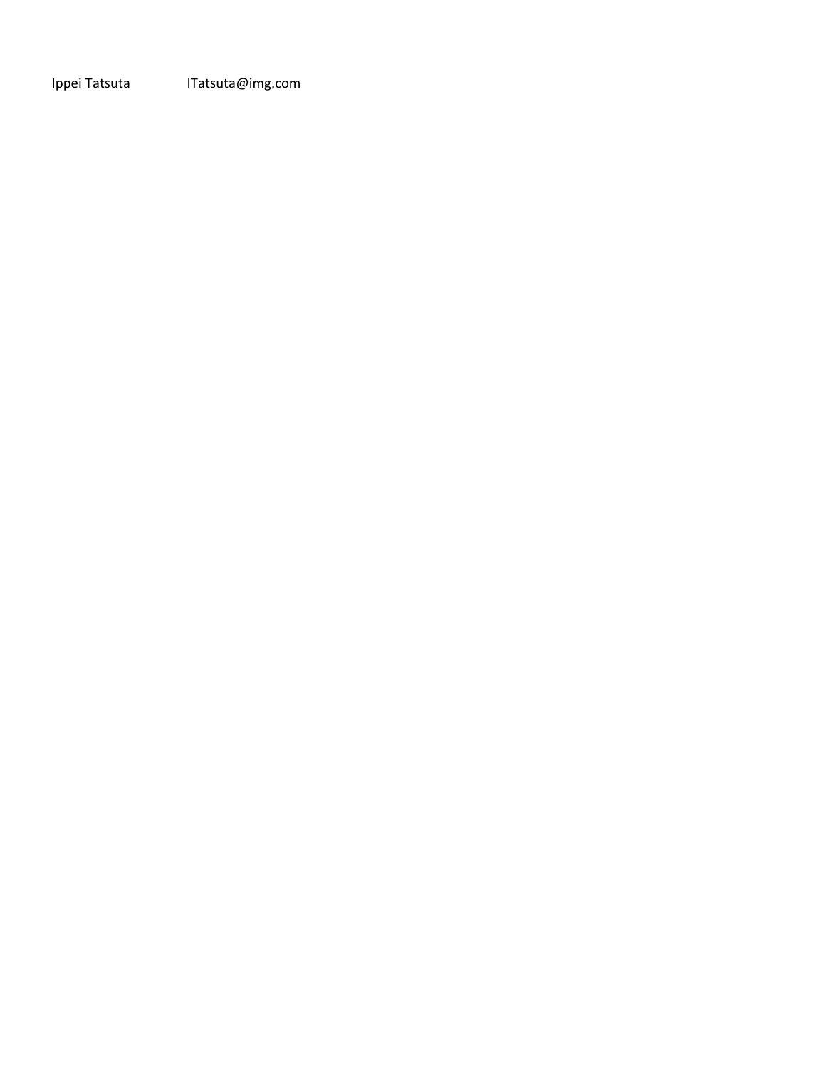| | |
|---|---|
| Ippei Tatsuta | ITatsuta@img.com |